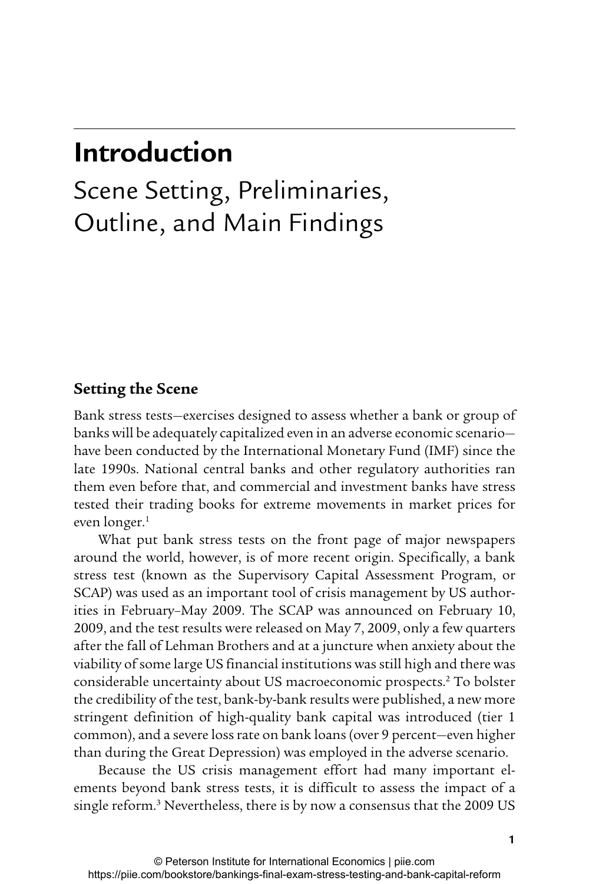# Introduction

## Scene Setting, Preliminaries, Outline, and Main Findings

### Setting the Scene

Bank stress tests—exercises designed to assess whether a bank or group of banks will be adequately capitalized even in an adverse economic scenario—have been conducted by the International Monetary Fund (IMF) since the late 1990s. National central banks and other regulatory authorities ran them even before that, and commercial and investment banks have stress tested their trading books for extreme movements in market prices for even longer.[1]

What put bank stress tests on the front page of major newspapers around the world, however, is of more recent origin. Specifically, a bank stress test (known as the Supervisory Capital Assessment Program, or SCAP) was used as an important tool of crisis management by US authorities in February–May 2009. The SCAP was announced on February 10, 2009, and the test results were released on May 7, 2009, only a few quarters after the fall of Lehman Brothers and at a juncture when anxiety about the viability of some large US financial institutions was still high and there was considerable uncertainty about US macroeconomic prospects.[2] To bolster the credibility of the test, bank-by-bank results were published, a new more stringent definition of high-quality bank capital was introduced (tier 1 common), and a severe loss rate on bank loans (over 9 percent—even higher than during the Great Depression) was employed in the adverse scenario.

Because the US crisis management effort had many important elements beyond bank stress tests, it is difficult to assess the impact of a single reform.[3] Nevertheless, there is by now a consensus that the 2009 US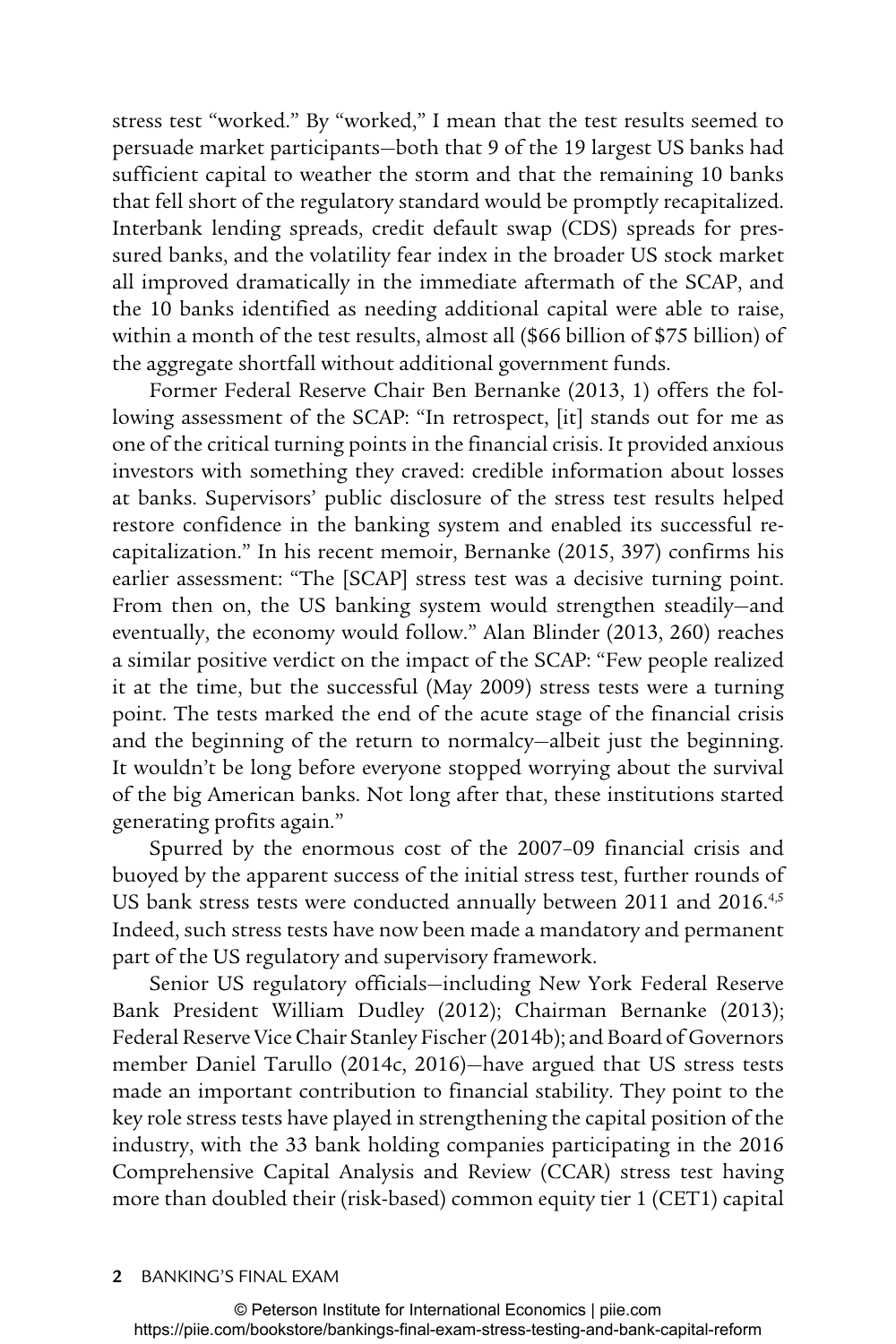stress test "worked." By "worked," I mean that the test results seemed to persuade market participants—both that 9 of the 19 largest US banks had sufficient capital to weather the storm and that the remaining 10 banks that fell short of the regulatory standard would be promptly recapitalized. Interbank lending spreads, credit default swap (CDS) spreads for pressured banks, and the volatility fear index in the broader US stock market all improved dramatically in the immediate aftermath of the SCAP, and the 10 banks identified as needing additional capital were able to raise, within a month of the test results, almost all ($66 billion of $75 billion) of the aggregate shortfall without additional government funds.

Former Federal Reserve Chair Ben Bernanke (2013, 1) offers the following assessment of the SCAP: "In retrospect, [it] stands out for me as one of the critical turning points in the financial crisis. It provided anxious investors with something they craved: credible information about losses at banks. Supervisors' public disclosure of the stress test results helped restore confidence in the banking system and enabled its successful recapitalization." In his recent memoir, Bernanke (2015, 397) confirms his earlier assessment: "The [SCAP] stress test was a decisive turning point. From then on, the US banking system would strengthen steadily—and eventually, the economy would follow." Alan Blinder (2013, 260) reaches a similar positive verdict on the impact of the SCAP: "Few people realized it at the time, but the successful (May 2009) stress tests were a turning point. The tests marked the end of the acute stage of the financial crisis and the beginning of the return to normalcy—albeit just the beginning. It wouldn't be long before everyone stopped worrying about the survival of the big American banks. Not long after that, these institutions started generating profits again."

Spurred by the enormous cost of the 2007–09 financial crisis and buoyed by the apparent success of the initial stress test, further rounds of US bank stress tests were conducted annually between 2011 and 2016.[4,5] Indeed, such stress tests have now been made a mandatory and permanent part of the US regulatory and supervisory framework.

Senior US regulatory officials—including New York Federal Reserve Bank President William Dudley (2012); Chairman Bernanke (2013); Federal Reserve Vice Chair Stanley Fischer (2014b); and Board of Governors member Daniel Tarullo (2014c, 2016)—have argued that US stress tests made an important contribution to financial stability. They point to the key role stress tests have played in strengthening the capital position of the industry, with the 33 bank holding companies participating in the 2016 Comprehensive Capital Analysis and Review (CCAR) stress test having more than doubled their (risk-based) common equity tier 1 (CET1) capital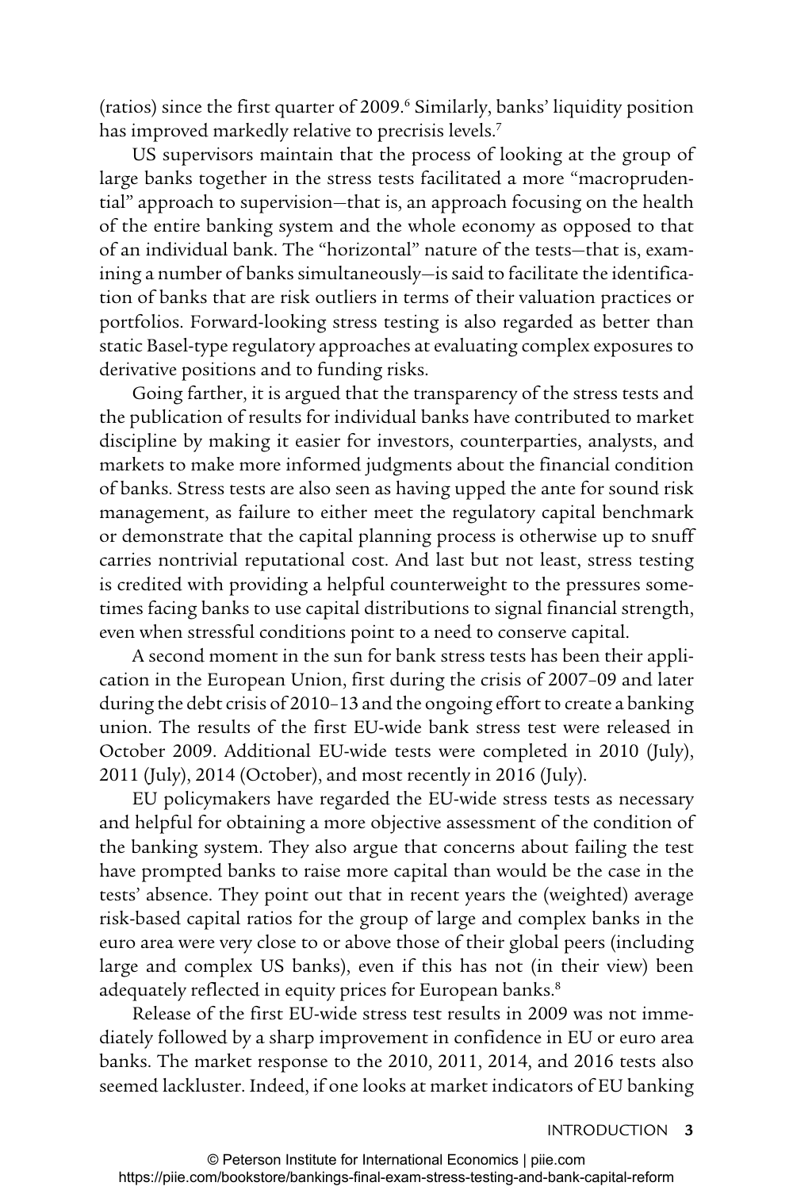(ratios) since the first quarter of 2009.[6] Similarly, banks' liquidity position has improved markedly relative to precrisis levels.[7]

US supervisors maintain that the process of looking at the group of large banks together in the stress tests facilitated a more "macroprudential" approach to supervision—that is, an approach focusing on the health of the entire banking system and the whole economy as opposed to that of an individual bank. The "horizontal" nature of the tests—that is, examining a number of banks simultaneously—is said to facilitate the identification of banks that are risk outliers in terms of their valuation practices or portfolios. Forward-looking stress testing is also regarded as better than static Basel-type regulatory approaches at evaluating complex exposures to derivative positions and to funding risks.

Going farther, it is argued that the transparency of the stress tests and the publication of results for individual banks have contributed to market discipline by making it easier for investors, counterparties, analysts, and markets to make more informed judgments about the financial condition of banks. Stress tests are also seen as having upped the ante for sound risk management, as failure to either meet the regulatory capital benchmark or demonstrate that the capital planning process is otherwise up to snuff carries nontrivial reputational cost. And last but not least, stress testing is credited with providing a helpful counterweight to the pressures sometimes facing banks to use capital distributions to signal financial strength, even when stressful conditions point to a need to conserve capital.

A second moment in the sun for bank stress tests has been their application in the European Union, first during the crisis of 2007–09 and later during the debt crisis of 2010–13 and the ongoing effort to create a banking union. The results of the first EU-wide bank stress test were released in October 2009. Additional EU-wide tests were completed in 2010 (July), 2011 (July), 2014 (October), and most recently in 2016 (July).

EU policymakers have regarded the EU-wide stress tests as necessary and helpful for obtaining a more objective assessment of the condition of the banking system. They also argue that concerns about failing the test have prompted banks to raise more capital than would be the case in the tests' absence. They point out that in recent years the (weighted) average risk-based capital ratios for the group of large and complex banks in the euro area were very close to or above those of their global peers (including large and complex US banks), even if this has not (in their view) been adequately reflected in equity prices for European banks.[8]

Release of the first EU-wide stress test results in 2009 was not immediately followed by a sharp improvement in confidence in EU or euro area banks. The market response to the 2010, 2011, 2014, and 2016 tests also seemed lackluster. Indeed, if one looks at market indicators of EU banking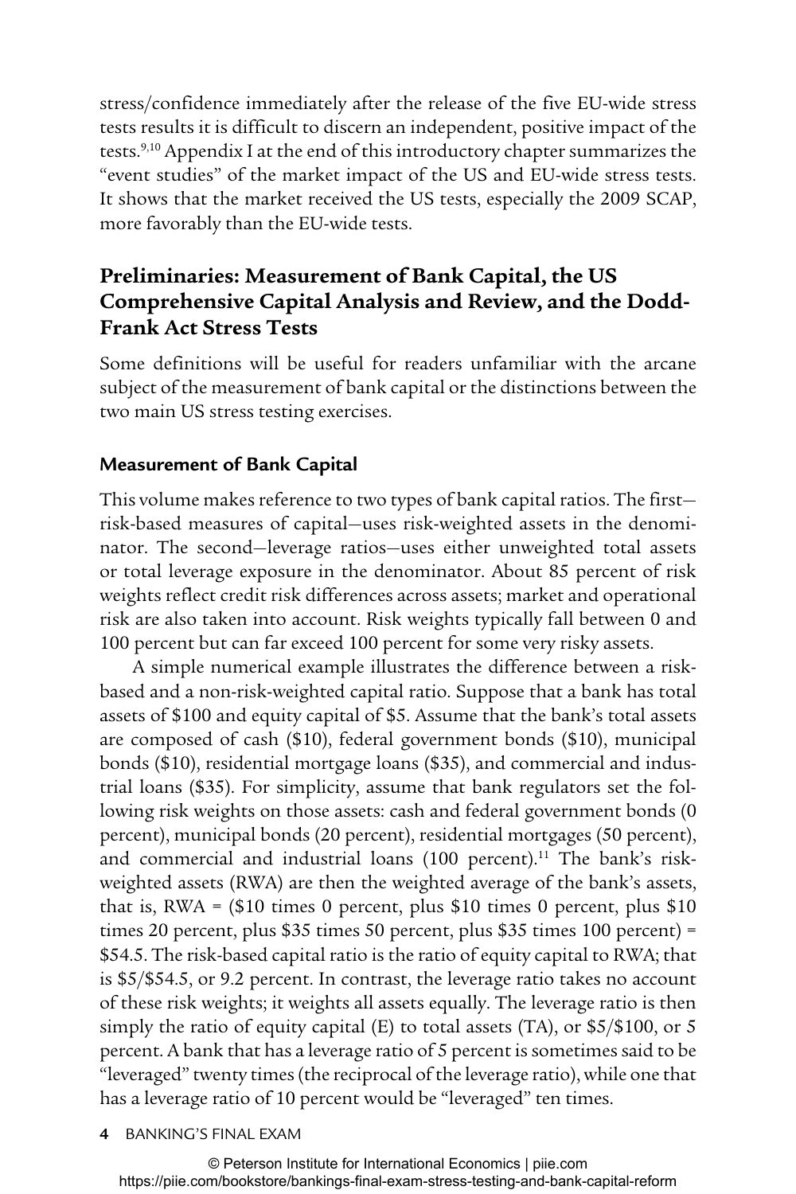stress/confidence immediately after the release of the five EU-wide stress tests results it is difficult to discern an independent, positive impact of the tests.[9,10] Appendix I at the end of this introductory chapter summarizes the "event studies" of the market impact of the US and EU-wide stress tests. It shows that the market received the US tests, especially the 2009 SCAP, more favorably than the EU-wide tests.

## Preliminaries: Measurement of Bank Capital, the US Comprehensive Capital Analysis and Review, and the Dodd-Frank Act Stress Tests

Some definitions will be useful for readers unfamiliar with the arcane subject of the measurement of bank capital or the distinctions between the two main US stress testing exercises.

### Measurement of Bank Capital

This volume makes reference to two types of bank capital ratios. The first—risk-based measures of capital—uses risk-weighted assets in the denominator. The second—leverage ratios—uses either unweighted total assets or total leverage exposure in the denominator. About 85 percent of risk weights reflect credit risk differences across assets; market and operational risk are also taken into account. Risk weights typically fall between 0 and 100 percent but can far exceed 100 percent for some very risky assets.

A simple numerical example illustrates the difference between a risk-based and a non-risk-weighted capital ratio. Suppose that a bank has total assets of $100 and equity capital of $5. Assume that the bank's total assets are composed of cash ($10), federal government bonds ($10), municipal bonds ($10), residential mortgage loans ($35), and commercial and industrial loans ($35). For simplicity, assume that bank regulators set the following risk weights on those assets: cash and federal government bonds (0 percent), municipal bonds (20 percent), residential mortgages (50 percent), and commercial and industrial loans (100 percent).[11] The bank's risk-weighted assets (RWA) are then the weighted average of the bank's assets, that is, RWA = ($10 times 0 percent, plus $10 times 0 percent, plus $10 times 20 percent, plus $35 times 50 percent, plus $35 times 100 percent) = $54.5. The risk-based capital ratio is the ratio of equity capital to RWA; that is $5/$54.5, or 9.2 percent. In contrast, the leverage ratio takes no account of these risk weights; it weights all assets equally. The leverage ratio is then simply the ratio of equity capital (E) to total assets (TA), or $5/$100, or 5 percent. A bank that has a leverage ratio of 5 percent is sometimes said to be "leveraged" twenty times (the reciprocal of the leverage ratio), while one that has a leverage ratio of 10 percent would be "leveraged" ten times.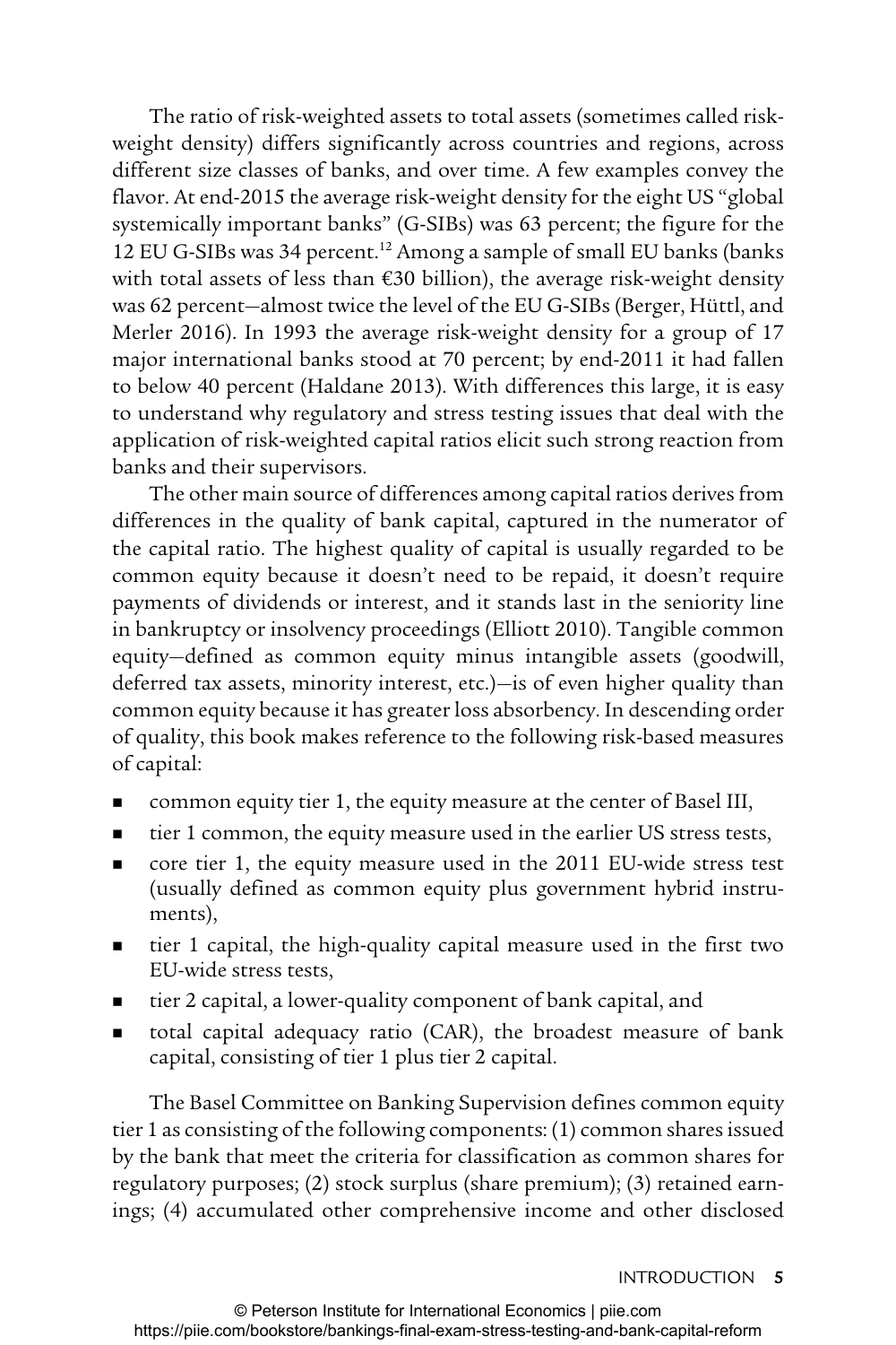The ratio of risk-weighted assets to total assets (sometimes called risk-weight density) differs significantly across countries and regions, across different size classes of banks, and over time. A few examples convey the flavor. At end-2015 the average risk-weight density for the eight US "global systemically important banks" (G-SIBs) was 63 percent; the figure for the 12 EU G-SIBs was 34 percent.[12] Among a sample of small EU banks (banks with total assets of less than €30 billion), the average risk-weight density was 62 percent—almost twice the level of the EU G-SIBs (Berger, Hüttl, and Merler 2016). In 1993 the average risk-weight density for a group of 17 major international banks stood at 70 percent; by end-2011 it had fallen to below 40 percent (Haldane 2013). With differences this large, it is easy to understand why regulatory and stress testing issues that deal with the application of risk-weighted capital ratios elicit such strong reaction from banks and their supervisors.

The other main source of differences among capital ratios derives from differences in the quality of bank capital, captured in the numerator of the capital ratio. The highest quality of capital is usually regarded to be common equity because it doesn't need to be repaid, it doesn't require payments of dividends or interest, and it stands last in the seniority line in bankruptcy or insolvency proceedings (Elliott 2010). Tangible common equity—defined as common equity minus intangible assets (goodwill, deferred tax assets, minority interest, etc.)—is of even higher quality than common equity because it has greater loss absorbency. In descending order of quality, this book makes reference to the following risk-based measures of capital:

- common equity tier 1, the equity measure at the center of Basel III,
- tier 1 common, the equity measure used in the earlier US stress tests,
- core tier 1, the equity measure used in the 2011 EU-wide stress test (usually defined as common equity plus government hybrid instruments),
- tier 1 capital, the high-quality capital measure used in the first two EU-wide stress tests,
- tier 2 capital, a lower-quality component of bank capital, and
- total capital adequacy ratio (CAR), the broadest measure of bank capital, consisting of tier 1 plus tier 2 capital.

The Basel Committee on Banking Supervision defines common equity tier 1 as consisting of the following components: (1) common shares issued by the bank that meet the criteria for classification as common shares for regulatory purposes; (2) stock surplus (share premium); (3) retained earnings; (4) accumulated other comprehensive income and other disclosed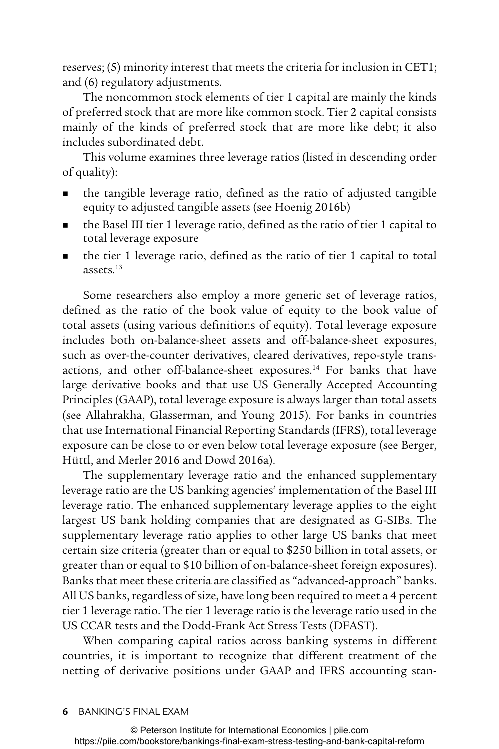reserves; (5) minority interest that meets the criteria for inclusion in CET1; and (6) regulatory adjustments.

The noncommon stock elements of tier 1 capital are mainly the kinds of preferred stock that are more like common stock. Tier 2 capital consists mainly of the kinds of preferred stock that are more like debt; it also includes subordinated debt.

This volume examines three leverage ratios (listed in descending order of quality):

- the tangible leverage ratio, defined as the ratio of adjusted tangible equity to adjusted tangible assets (see Hoenig 2016b)
- the Basel III tier 1 leverage ratio, defined as the ratio of tier 1 capital to total leverage exposure
- the tier 1 leverage ratio, defined as the ratio of tier 1 capital to total assets.[13]

Some researchers also employ a more generic set of leverage ratios, defined as the ratio of the book value of equity to the book value of total assets (using various definitions of equity). Total leverage exposure includes both on-balance-sheet assets and off-balance-sheet exposures, such as over-the-counter derivatives, cleared derivatives, repo-style transactions, and other off-balance-sheet exposures.[14] For banks that have large derivative books and that use US Generally Accepted Accounting Principles (GAAP), total leverage exposure is always larger than total assets (see Allahrakha, Glasserman, and Young 2015). For banks in countries that use International Financial Reporting Standards (IFRS), total leverage exposure can be close to or even below total leverage exposure (see Berger, Hüttl, and Merler 2016 and Dowd 2016a).

The supplementary leverage ratio and the enhanced supplementary leverage ratio are the US banking agencies' implementation of the Basel III leverage ratio. The enhanced supplementary leverage applies to the eight largest US bank holding companies that are designated as G-SIBs. The supplementary leverage ratio applies to other large US banks that meet certain size criteria (greater than or equal to \$250 billion in total assets, or greater than or equal to \$10 billion of on-balance-sheet foreign exposures). Banks that meet these criteria are classified as "advanced-approach" banks. All US banks, regardless of size, have long been required to meet a 4 percent tier 1 leverage ratio. The tier 1 leverage ratio is the leverage ratio used in the US CCAR tests and the Dodd-Frank Act Stress Tests (DFAST).

When comparing capital ratios across banking systems in different countries, it is important to recognize that different treatment of the netting of derivative positions under GAAP and IFRS accounting stan-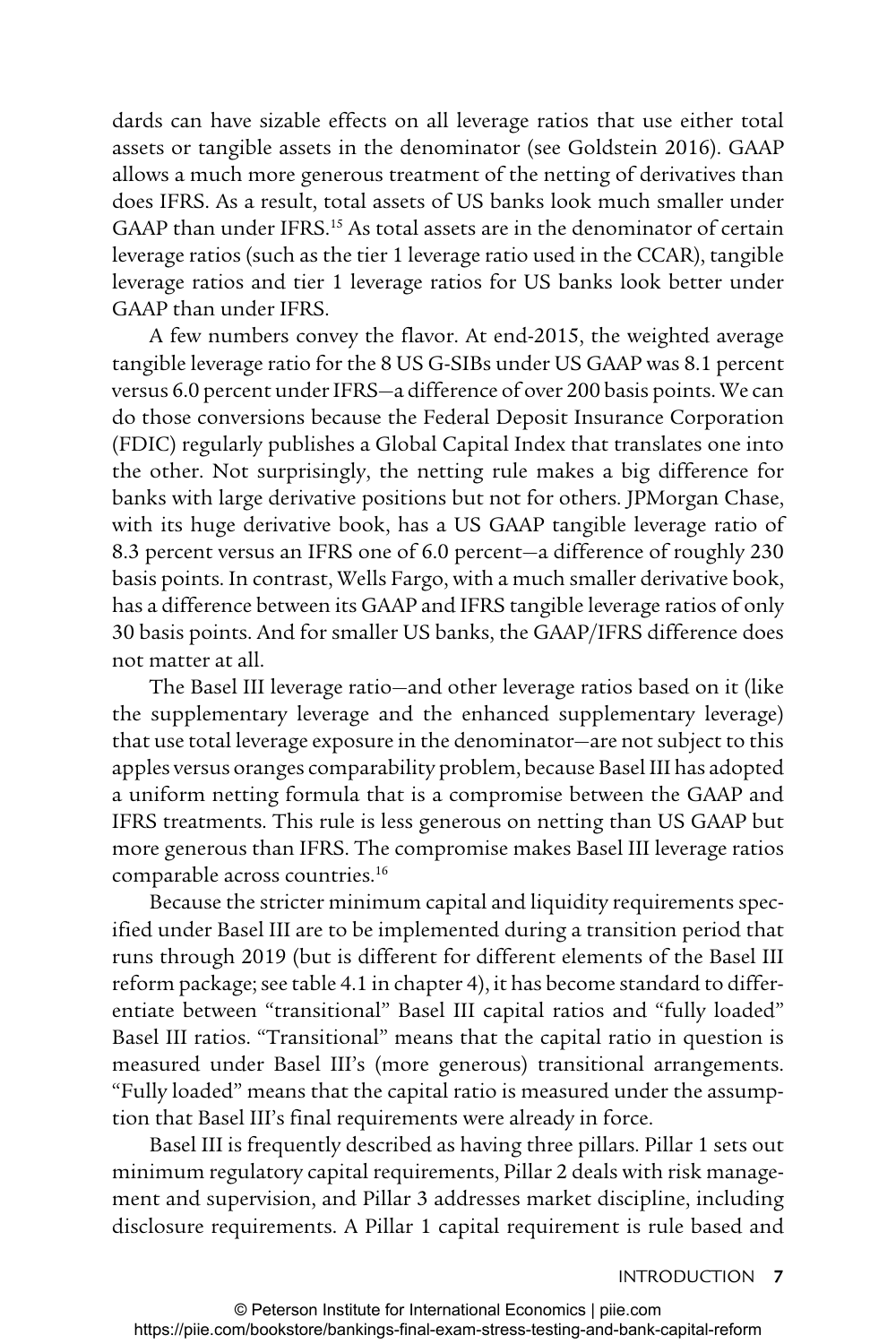dards can have sizable effects on all leverage ratios that use either total assets or tangible assets in the denominator (see Goldstein 2016). GAAP allows a much more generous treatment of the netting of derivatives than does IFRS. As a result, total assets of US banks look much smaller under GAAP than under IFRS.[15] As total assets are in the denominator of certain leverage ratios (such as the tier 1 leverage ratio used in the CCAR), tangible leverage ratios and tier 1 leverage ratios for US banks look better under GAAP than under IFRS.

A few numbers convey the flavor. At end-2015, the weighted average tangible leverage ratio for the 8 US G-SIBs under US GAAP was 8.1 percent versus 6.0 percent under IFRS—a difference of over 200 basis points. We can do those conversions because the Federal Deposit Insurance Corporation (FDIC) regularly publishes a Global Capital Index that translates one into the other. Not surprisingly, the netting rule makes a big difference for banks with large derivative positions but not for others. JPMorgan Chase, with its huge derivative book, has a US GAAP tangible leverage ratio of 8.3 percent versus an IFRS one of 6.0 percent—a difference of roughly 230 basis points. In contrast, Wells Fargo, with a much smaller derivative book, has a difference between its GAAP and IFRS tangible leverage ratios of only 30 basis points. And for smaller US banks, the GAAP/IFRS difference does not matter at all.

The Basel III leverage ratio—and other leverage ratios based on it (like the supplementary leverage and the enhanced supplementary leverage) that use total leverage exposure in the denominator—are not subject to this apples versus oranges comparability problem, because Basel III has adopted a uniform netting formula that is a compromise between the GAAP and IFRS treatments. This rule is less generous on netting than US GAAP but more generous than IFRS. The compromise makes Basel III leverage ratios comparable across countries.[16]

Because the stricter minimum capital and liquidity requirements specified under Basel III are to be implemented during a transition period that runs through 2019 (but is different for different elements of the Basel III reform package; see table 4.1 in chapter 4), it has become standard to differentiate between "transitional" Basel III capital ratios and "fully loaded" Basel III ratios. "Transitional" means that the capital ratio in question is measured under Basel III's (more generous) transitional arrangements. "Fully loaded" means that the capital ratio is measured under the assumption that Basel III's final requirements were already in force.

Basel III is frequently described as having three pillars. Pillar 1 sets out minimum regulatory capital requirements, Pillar 2 deals with risk management and supervision, and Pillar 3 addresses market discipline, including disclosure requirements. A Pillar 1 capital requirement is rule based and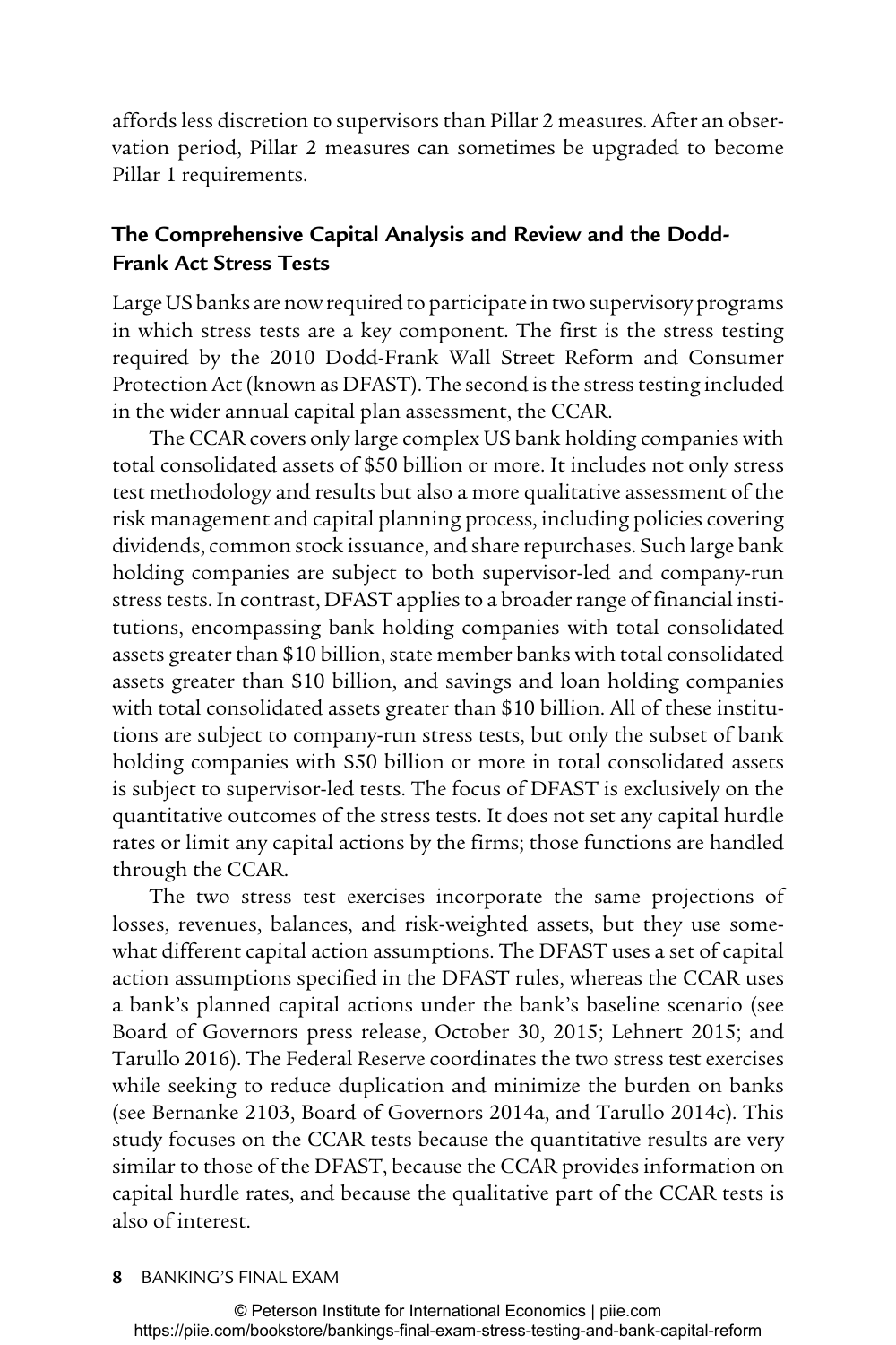affords less discretion to supervisors than Pillar 2 measures. After an observation period, Pillar 2 measures can sometimes be upgraded to become Pillar 1 requirements.

### The Comprehensive Capital Analysis and Review and the Dodd-Frank Act Stress Tests

Large US banks are now required to participate in two supervisory programs in which stress tests are a key component. The first is the stress testing required by the 2010 Dodd-Frank Wall Street Reform and Consumer Protection Act (known as DFAST). The second is the stress testing included in the wider annual capital plan assessment, the CCAR.

The CCAR covers only large complex US bank holding companies with total consolidated assets of $50 billion or more. It includes not only stress test methodology and results but also a more qualitative assessment of the risk management and capital planning process, including policies covering dividends, common stock issuance, and share repurchases. Such large bank holding companies are subject to both supervisor-led and company-run stress tests. In contrast, DFAST applies to a broader range of financial institutions, encompassing bank holding companies with total consolidated assets greater than $10 billion, state member banks with total consolidated assets greater than $10 billion, and savings and loan holding companies with total consolidated assets greater than $10 billion. All of these institutions are subject to company-run stress tests, but only the subset of bank holding companies with $50 billion or more in total consolidated assets is subject to supervisor-led tests. The focus of DFAST is exclusively on the quantitative outcomes of the stress tests. It does not set any capital hurdle rates or limit any capital actions by the firms; those functions are handled through the CCAR.

The two stress test exercises incorporate the same projections of losses, revenues, balances, and risk-weighted assets, but they use somewhat different capital action assumptions. The DFAST uses a set of capital action assumptions specified in the DFAST rules, whereas the CCAR uses a bank's planned capital actions under the bank's baseline scenario (see Board of Governors press release, October 30, 2015; Lehnert 2015; and Tarullo 2016). The Federal Reserve coordinates the two stress test exercises while seeking to reduce duplication and minimize the burden on banks (see Bernanke 2103, Board of Governors 2014a, and Tarullo 2014c). This study focuses on the CCAR tests because the quantitative results are very similar to those of the DFAST, because the CCAR provides information on capital hurdle rates, and because the qualitative part of the CCAR tests is also of interest.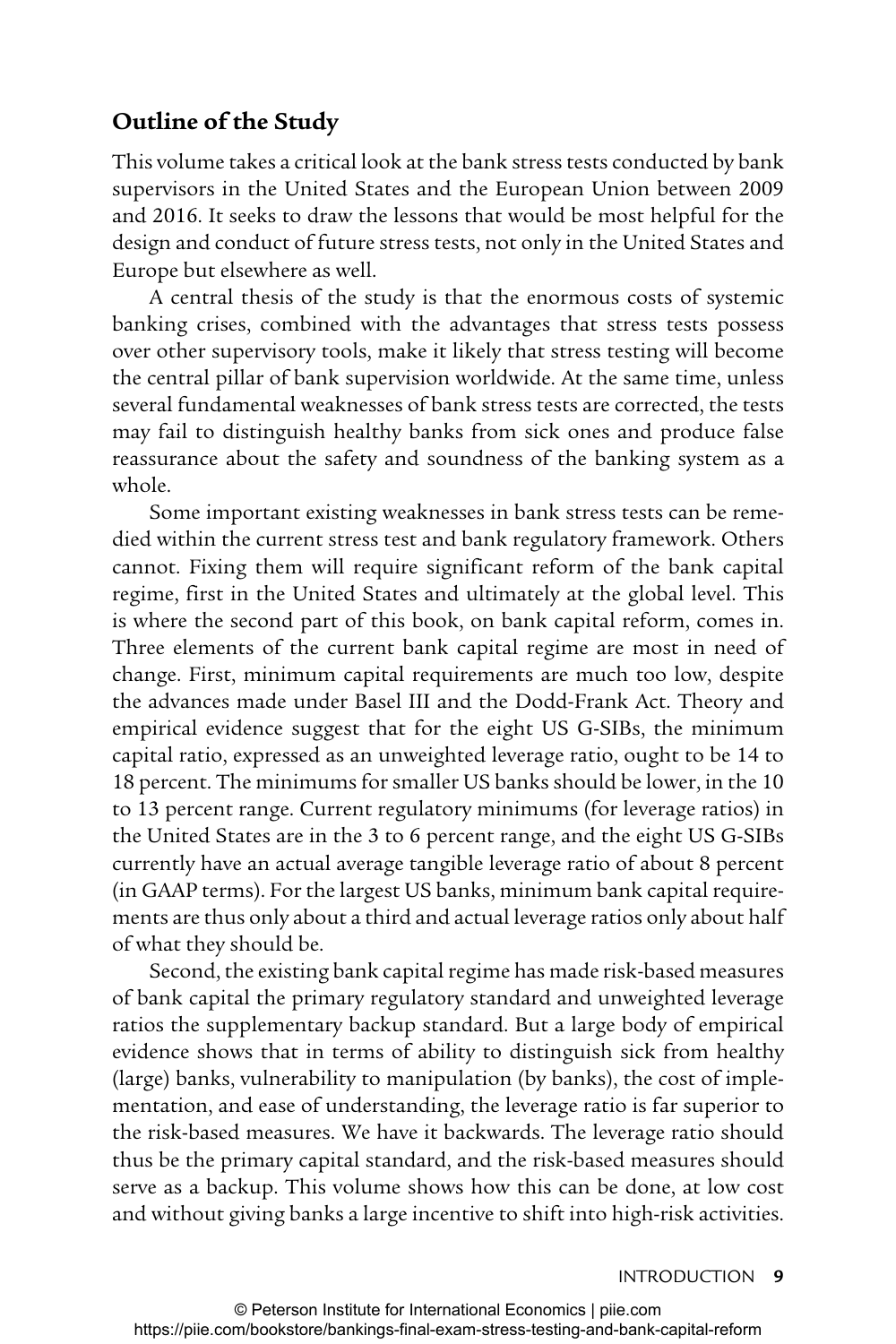## Outline of the Study

This volume takes a critical look at the bank stress tests conducted by bank supervisors in the United States and the European Union between 2009 and 2016. It seeks to draw the lessons that would be most helpful for the design and conduct of future stress tests, not only in the United States and Europe but elsewhere as well.

A central thesis of the study is that the enormous costs of systemic banking crises, combined with the advantages that stress tests possess over other supervisory tools, make it likely that stress testing will become the central pillar of bank supervision worldwide. At the same time, unless several fundamental weaknesses of bank stress tests are corrected, the tests may fail to distinguish healthy banks from sick ones and produce false reassurance about the safety and soundness of the banking system as a whole.

Some important existing weaknesses in bank stress tests can be remedied within the current stress test and bank regulatory framework. Others cannot. Fixing them will require significant reform of the bank capital regime, first in the United States and ultimately at the global level. This is where the second part of this book, on bank capital reform, comes in. Three elements of the current bank capital regime are most in need of change. First, minimum capital requirements are much too low, despite the advances made under Basel III and the Dodd-Frank Act. Theory and empirical evidence suggest that for the eight US G-SIBs, the minimum capital ratio, expressed as an unweighted leverage ratio, ought to be 14 to 18 percent. The minimums for smaller US banks should be lower, in the 10 to 13 percent range. Current regulatory minimums (for leverage ratios) in the United States are in the 3 to 6 percent range, and the eight US G-SIBs currently have an actual average tangible leverage ratio of about 8 percent (in GAAP terms). For the largest US banks, minimum bank capital requirements are thus only about a third and actual leverage ratios only about half of what they should be.

Second, the existing bank capital regime has made risk-based measures of bank capital the primary regulatory standard and unweighted leverage ratios the supplementary backup standard. But a large body of empirical evidence shows that in terms of ability to distinguish sick from healthy (large) banks, vulnerability to manipulation (by banks), the cost of implementation, and ease of understanding, the leverage ratio is far superior to the risk-based measures. We have it backwards. The leverage ratio should thus be the primary capital standard, and the risk-based measures should serve as a backup. This volume shows how this can be done, at low cost and without giving banks a large incentive to shift into high-risk activities.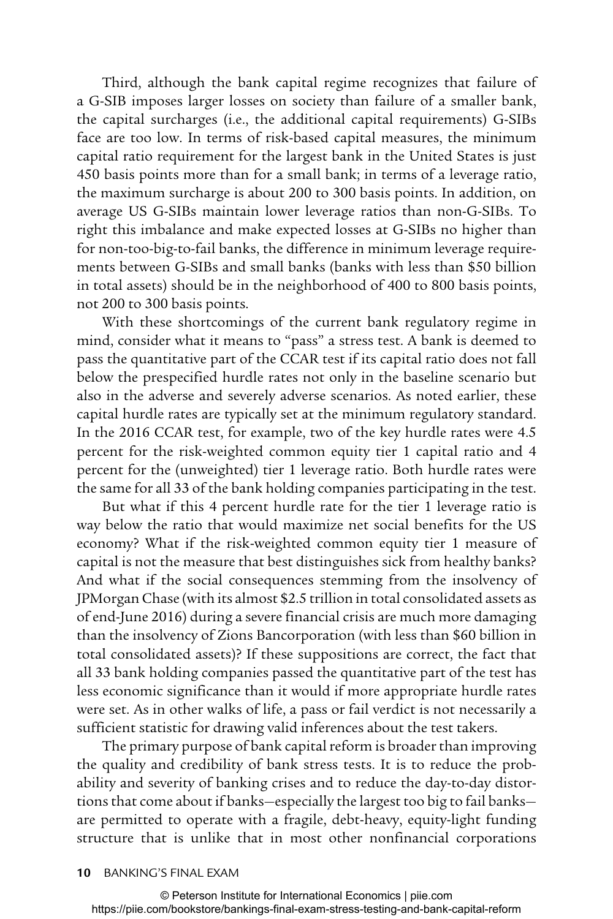Third, although the bank capital regime recognizes that failure of a G-SIB imposes larger losses on society than failure of a smaller bank, the capital surcharges (i.e., the additional capital requirements) G-SIBs face are too low. In terms of risk-based capital measures, the minimum capital ratio requirement for the largest bank in the United States is just 450 basis points more than for a small bank; in terms of a leverage ratio, the maximum surcharge is about 200 to 300 basis points. In addition, on average US G-SIBs maintain lower leverage ratios than non-G-SIBs. To right this imbalance and make expected losses at G-SIBs no higher than for non-too-big-to-fail banks, the difference in minimum leverage requirements between G-SIBs and small banks (banks with less than $50 billion in total assets) should be in the neighborhood of 400 to 800 basis points, not 200 to 300 basis points.

With these shortcomings of the current bank regulatory regime in mind, consider what it means to "pass" a stress test. A bank is deemed to pass the quantitative part of the CCAR test if its capital ratio does not fall below the prespecified hurdle rates not only in the baseline scenario but also in the adverse and severely adverse scenarios. As noted earlier, these capital hurdle rates are typically set at the minimum regulatory standard. In the 2016 CCAR test, for example, two of the key hurdle rates were 4.5 percent for the risk-weighted common equity tier 1 capital ratio and 4 percent for the (unweighted) tier 1 leverage ratio. Both hurdle rates were the same for all 33 of the bank holding companies participating in the test.

But what if this 4 percent hurdle rate for the tier 1 leverage ratio is way below the ratio that would maximize net social benefits for the US economy? What if the risk-weighted common equity tier 1 measure of capital is not the measure that best distinguishes sick from healthy banks? And what if the social consequences stemming from the insolvency of JPMorgan Chase (with its almost $2.5 trillion in total consolidated assets as of end-June 2016) during a severe financial crisis are much more damaging than the insolvency of Zions Bancorporation (with less than $60 billion in total consolidated assets)? If these suppositions are correct, the fact that all 33 bank holding companies passed the quantitative part of the test has less economic significance than it would if more appropriate hurdle rates were set. As in other walks of life, a pass or fail verdict is not necessarily a sufficient statistic for drawing valid inferences about the test takers.

The primary purpose of bank capital reform is broader than improving the quality and credibility of bank stress tests. It is to reduce the probability and severity of banking crises and to reduce the day-to-day distortions that come about if banks—especially the largest too big to fail banks—are permitted to operate with a fragile, debt-heavy, equity-light funding structure that is unlike that in most other nonfinancial corporations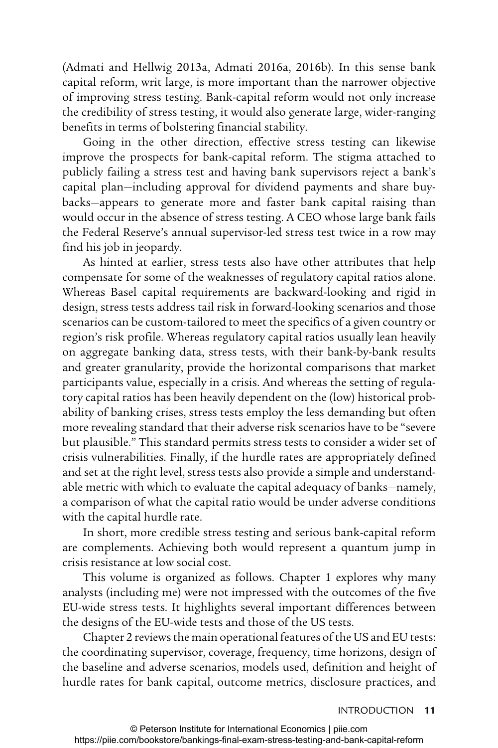(Admati and Hellwig 2013a, Admati 2016a, 2016b). In this sense bank capital reform, writ large, is more important than the narrower objective of improving stress testing. Bank-capital reform would not only increase the credibility of stress testing, it would also generate large, wider-ranging benefits in terms of bolstering financial stability.

Going in the other direction, effective stress testing can likewise improve the prospects for bank-capital reform. The stigma attached to publicly failing a stress test and having bank supervisors reject a bank's capital plan—including approval for dividend payments and share buybacks—appears to generate more and faster bank capital raising than would occur in the absence of stress testing. A CEO whose large bank fails the Federal Reserve's annual supervisor-led stress test twice in a row may find his job in jeopardy.

As hinted at earlier, stress tests also have other attributes that help compensate for some of the weaknesses of regulatory capital ratios alone. Whereas Basel capital requirements are backward-looking and rigid in design, stress tests address tail risk in forward-looking scenarios and those scenarios can be custom-tailored to meet the specifics of a given country or region's risk profile. Whereas regulatory capital ratios usually lean heavily on aggregate banking data, stress tests, with their bank-by-bank results and greater granularity, provide the horizontal comparisons that market participants value, especially in a crisis. And whereas the setting of regulatory capital ratios has been heavily dependent on the (low) historical probability of banking crises, stress tests employ the less demanding but often more revealing standard that their adverse risk scenarios have to be "severe but plausible." This standard permits stress tests to consider a wider set of crisis vulnerabilities. Finally, if the hurdle rates are appropriately defined and set at the right level, stress tests also provide a simple and understandable metric with which to evaluate the capital adequacy of banks—namely, a comparison of what the capital ratio would be under adverse conditions with the capital hurdle rate.

In short, more credible stress testing and serious bank-capital reform are complements. Achieving both would represent a quantum jump in crisis resistance at low social cost.

This volume is organized as follows. Chapter 1 explores why many analysts (including me) were not impressed with the outcomes of the five EU-wide stress tests. It highlights several important differences between the designs of the EU-wide tests and those of the US tests.

Chapter 2 reviews the main operational features of the US and EU tests: the coordinating supervisor, coverage, frequency, time horizons, design of the baseline and adverse scenarios, models used, definition and height of hurdle rates for bank capital, outcome metrics, disclosure practices, and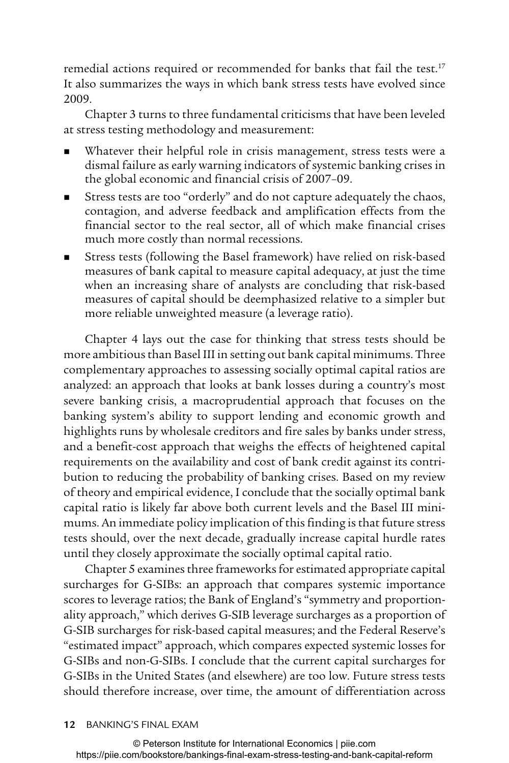remedial actions required or recommended for banks that fail the test.[17] It also summarizes the ways in which bank stress tests have evolved since 2009.

Chapter 3 turns to three fundamental criticisms that have been leveled at stress testing methodology and measurement:

- Whatever their helpful role in crisis management, stress tests were a dismal failure as early warning indicators of systemic banking crises in the global economic and financial crisis of 2007–09.
- Stress tests are too "orderly" and do not capture adequately the chaos, contagion, and adverse feedback and amplification effects from the financial sector to the real sector, all of which make financial crises much more costly than normal recessions.
- Stress tests (following the Basel framework) have relied on risk-based measures of bank capital to measure capital adequacy, at just the time when an increasing share of analysts are concluding that risk-based measures of capital should be deemphasized relative to a simpler but more reliable unweighted measure (a leverage ratio).

Chapter 4 lays out the case for thinking that stress tests should be more ambitious than Basel III in setting out bank capital minimums. Three complementary approaches to assessing socially optimal capital ratios are analyzed: an approach that looks at bank losses during a country's most severe banking crisis, a macroprudential approach that focuses on the banking system's ability to support lending and economic growth and highlights runs by wholesale creditors and fire sales by banks under stress, and a benefit-cost approach that weighs the effects of heightened capital requirements on the availability and cost of bank credit against its contribution to reducing the probability of banking crises. Based on my review of theory and empirical evidence, I conclude that the socially optimal bank capital ratio is likely far above both current levels and the Basel III minimums. An immediate policy implication of this finding is that future stress tests should, over the next decade, gradually increase capital hurdle rates until they closely approximate the socially optimal capital ratio.

Chapter 5 examines three frameworks for estimated appropriate capital surcharges for G-SIBs: an approach that compares systemic importance scores to leverage ratios; the Bank of England's "symmetry and proportionality approach," which derives G-SIB leverage surcharges as a proportion of G-SIB surcharges for risk-based capital measures; and the Federal Reserve's "estimated impact" approach, which compares expected systemic losses for G-SIBs and non-G-SIBs. I conclude that the current capital surcharges for G-SIBs in the United States (and elsewhere) are too low. Future stress tests should therefore increase, over time, the amount of differentiation across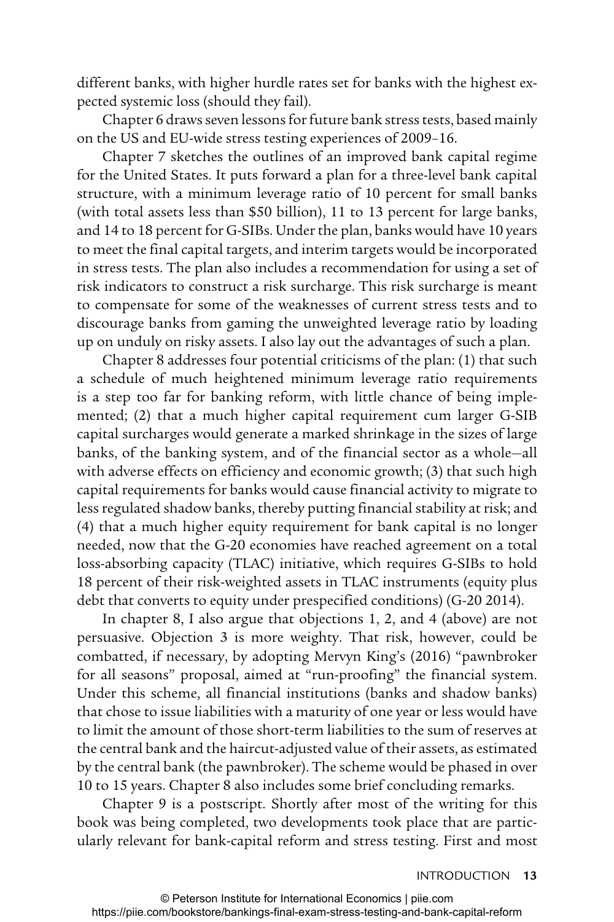different banks, with higher hurdle rates set for banks with the highest expected systemic loss (should they fail).

Chapter 6 draws seven lessons for future bank stress tests, based mainly on the US and EU-wide stress testing experiences of 2009–16.

Chapter 7 sketches the outlines of an improved bank capital regime for the United States. It puts forward a plan for a three-level bank capital structure, with a minimum leverage ratio of 10 percent for small banks (with total assets less than $50 billion), 11 to 13 percent for large banks, and 14 to 18 percent for G-SIBs. Under the plan, banks would have 10 years to meet the final capital targets, and interim targets would be incorporated in stress tests. The plan also includes a recommendation for using a set of risk indicators to construct a risk surcharge. This risk surcharge is meant to compensate for some of the weaknesses of current stress tests and to discourage banks from gaming the unweighted leverage ratio by loading up on unduly on risky assets. I also lay out the advantages of such a plan.

Chapter 8 addresses four potential criticisms of the plan: (1) that such a schedule of much heightened minimum leverage ratio requirements is a step too far for banking reform, with little chance of being implemented; (2) that a much higher capital requirement cum larger G-SIB capital surcharges would generate a marked shrinkage in the sizes of large banks, of the banking system, and of the financial sector as a whole—all with adverse effects on efficiency and economic growth; (3) that such high capital requirements for banks would cause financial activity to migrate to less regulated shadow banks, thereby putting financial stability at risk; and (4) that a much higher equity requirement for bank capital is no longer needed, now that the G-20 economies have reached agreement on a total loss-absorbing capacity (TLAC) initiative, which requires G-SIBs to hold 18 percent of their risk-weighted assets in TLAC instruments (equity plus debt that converts to equity under prespecified conditions) (G-20 2014).

In chapter 8, I also argue that objections 1, 2, and 4 (above) are not persuasive. Objection 3 is more weighty. That risk, however, could be combatted, if necessary, by adopting Mervyn King's (2016) "pawnbroker for all seasons" proposal, aimed at "run-proofing" the financial system. Under this scheme, all financial institutions (banks and shadow banks) that chose to issue liabilities with a maturity of one year or less would have to limit the amount of those short-term liabilities to the sum of reserves at the central bank and the haircut-adjusted value of their assets, as estimated by the central bank (the pawnbroker). The scheme would be phased in over 10 to 15 years. Chapter 8 also includes some brief concluding remarks.

Chapter 9 is a postscript. Shortly after most of the writing for this book was being completed, two developments took place that are particularly relevant for bank-capital reform and stress testing. First and most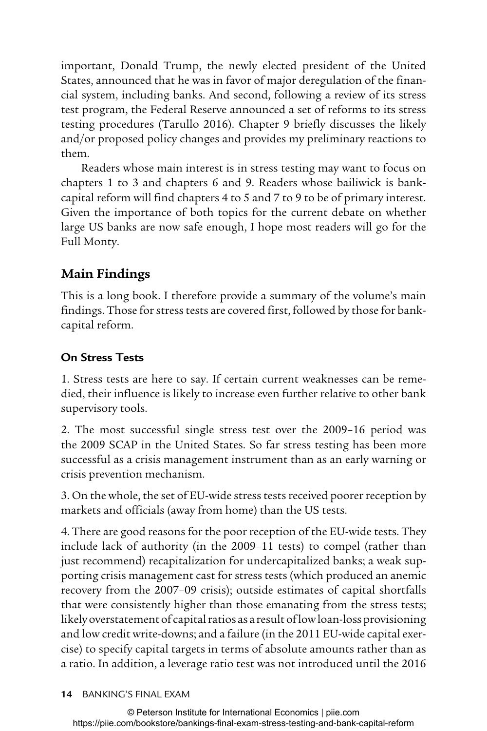important, Donald Trump, the newly elected president of the United States, announced that he was in favor of major deregulation of the financial system, including banks. And second, following a review of its stress test program, the Federal Reserve announced a set of reforms to its stress testing procedures (Tarullo 2016). Chapter 9 briefly discusses the likely and/or proposed policy changes and provides my preliminary reactions to them.

Readers whose main interest is in stress testing may want to focus on chapters 1 to 3 and chapters 6 and 9. Readers whose bailiwick is bank-capital reform will find chapters 4 to 5 and 7 to 9 to be of primary interest. Given the importance of both topics for the current debate on whether large US banks are now safe enough, I hope most readers will go for the Full Monty.

## Main Findings

This is a long book. I therefore provide a summary of the volume's main findings. Those for stress tests are covered first, followed by those for bank-capital reform.

### On Stress Tests

1. Stress tests are here to say. If certain current weaknesses can be remedied, their influence is likely to increase even further relative to other bank supervisory tools.

2. The most successful single stress test over the 2009–16 period was the 2009 SCAP in the United States. So far stress testing has been more successful as a crisis management instrument than as an early warning or crisis prevention mechanism.

3. On the whole, the set of EU-wide stress tests received poorer reception by markets and officials (away from home) than the US tests.

4. There are good reasons for the poor reception of the EU-wide tests. They include lack of authority (in the 2009–11 tests) to compel (rather than just recommend) recapitalization for undercapitalized banks; a weak supporting crisis management cast for stress tests (which produced an anemic recovery from the 2007–09 crisis); outside estimates of capital shortfalls that were consistently higher than those emanating from the stress tests; likely overstatement of capital ratios as a result of low loan-loss provisioning and low credit write-downs; and a failure (in the 2011 EU-wide capital exercise) to specify capital targets in terms of absolute amounts rather than as a ratio. In addition, a leverage ratio test was not introduced until the 2016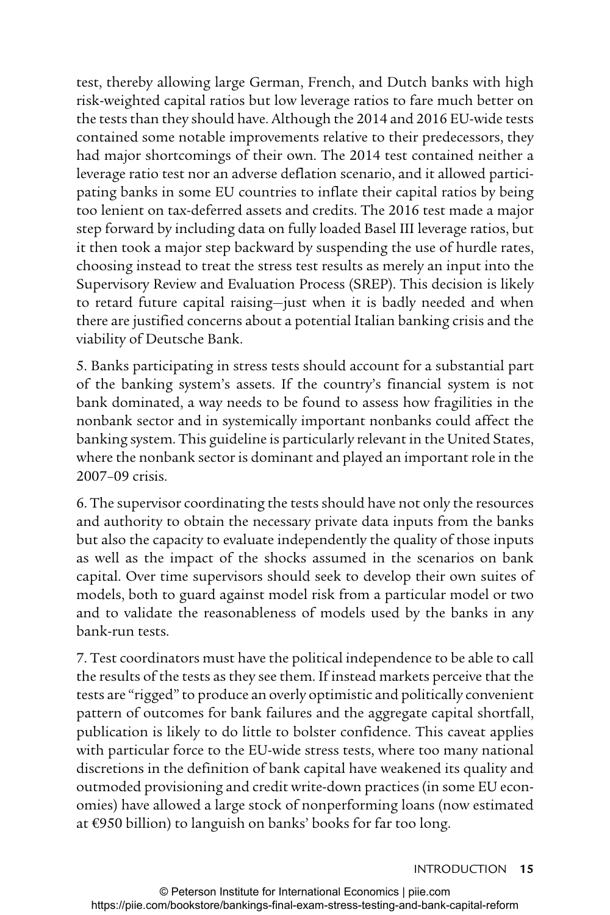test, thereby allowing large German, French, and Dutch banks with high risk-weighted capital ratios but low leverage ratios to fare much better on the tests than they should have. Although the 2014 and 2016 EU-wide tests contained some notable improvements relative to their predecessors, they had major shortcomings of their own. The 2014 test contained neither a leverage ratio test nor an adverse deflation scenario, and it allowed participating banks in some EU countries to inflate their capital ratios by being too lenient on tax-deferred assets and credits. The 2016 test made a major step forward by including data on fully loaded Basel III leverage ratios, but it then took a major step backward by suspending the use of hurdle rates, choosing instead to treat the stress test results as merely an input into the Supervisory Review and Evaluation Process (SREP). This decision is likely to retard future capital raising—just when it is badly needed and when there are justified concerns about a potential Italian banking crisis and the viability of Deutsche Bank.

5. Banks participating in stress tests should account for a substantial part of the banking system's assets. If the country's financial system is not bank dominated, a way needs to be found to assess how fragilities in the nonbank sector and in systemically important nonbanks could affect the banking system. This guideline is particularly relevant in the United States, where the nonbank sector is dominant and played an important role in the 2007–09 crisis.

6. The supervisor coordinating the tests should have not only the resources and authority to obtain the necessary private data inputs from the banks but also the capacity to evaluate independently the quality of those inputs as well as the impact of the shocks assumed in the scenarios on bank capital. Over time supervisors should seek to develop their own suites of models, both to guard against model risk from a particular model or two and to validate the reasonableness of models used by the banks in any bank-run tests.

7. Test coordinators must have the political independence to be able to call the results of the tests as they see them. If instead markets perceive that the tests are "rigged" to produce an overly optimistic and politically convenient pattern of outcomes for bank failures and the aggregate capital shortfall, publication is likely to do little to bolster confidence. This caveat applies with particular force to the EU-wide stress tests, where too many national discretions in the definition of bank capital have weakened its quality and outmoded provisioning and credit write-down practices (in some EU economies) have allowed a large stock of nonperforming loans (now estimated at €950 billion) to languish on banks' books for far too long.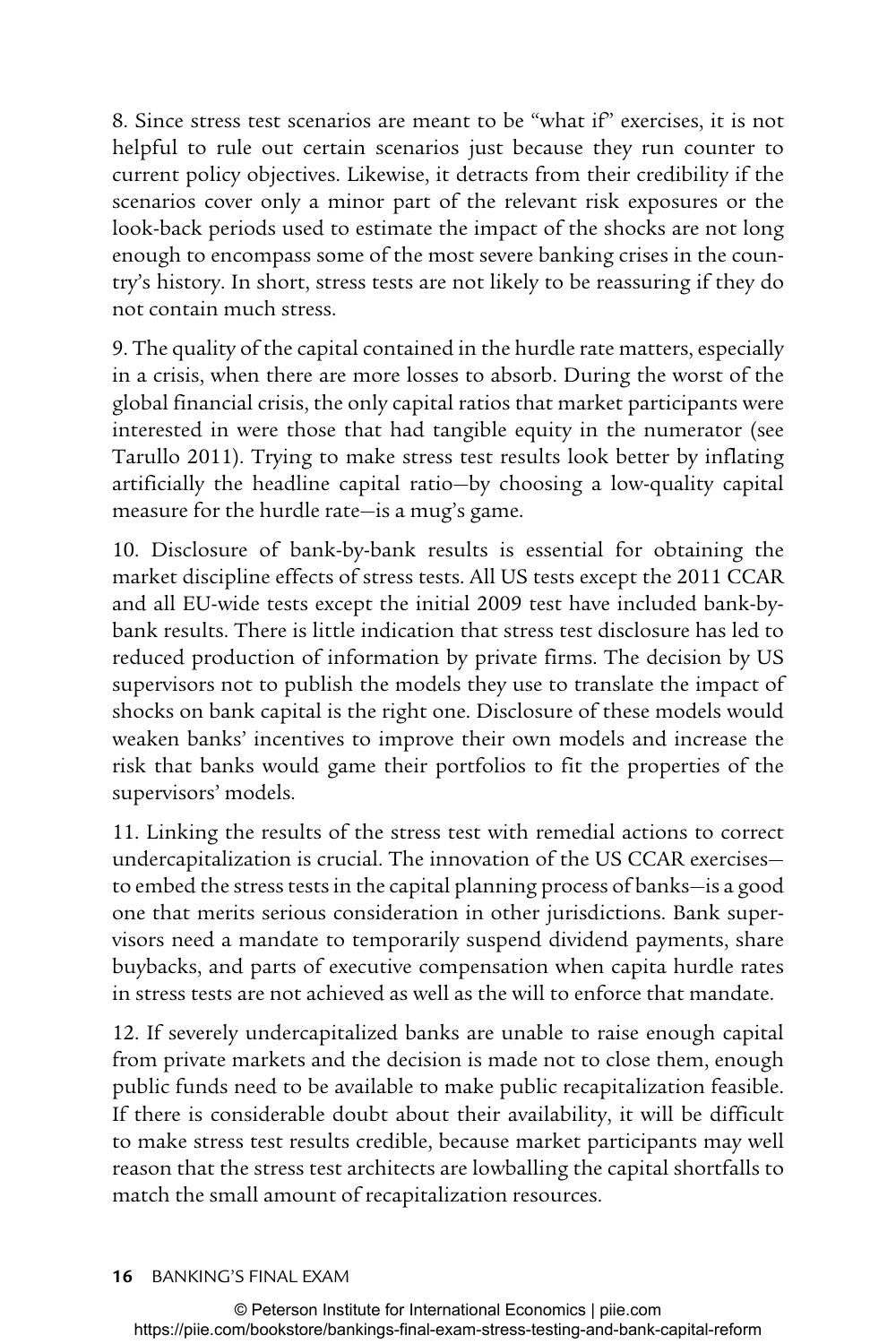8. Since stress test scenarios are meant to be "what if" exercises, it is not helpful to rule out certain scenarios just because they run counter to current policy objectives. Likewise, it detracts from their credibility if the scenarios cover only a minor part of the relevant risk exposures or the look-back periods used to estimate the impact of the shocks are not long enough to encompass some of the most severe banking crises in the country's history. In short, stress tests are not likely to be reassuring if they do not contain much stress.

9. The quality of the capital contained in the hurdle rate matters, especially in a crisis, when there are more losses to absorb. During the worst of the global financial crisis, the only capital ratios that market participants were interested in were those that had tangible equity in the numerator (see Tarullo 2011). Trying to make stress test results look better by inflating artificially the headline capital ratio—by choosing a low-quality capital measure for the hurdle rate—is a mug's game.

10. Disclosure of bank-by-bank results is essential for obtaining the market discipline effects of stress tests. All US tests except the 2011 CCAR and all EU-wide tests except the initial 2009 test have included bank-by-bank results. There is little indication that stress test disclosure has led to reduced production of information by private firms. The decision by US supervisors not to publish the models they use to translate the impact of shocks on bank capital is the right one. Disclosure of these models would weaken banks' incentives to improve their own models and increase the risk that banks would game their portfolios to fit the properties of the supervisors' models.

11. Linking the results of the stress test with remedial actions to correct undercapitalization is crucial. The innovation of the US CCAR exercises—to embed the stress tests in the capital planning process of banks—is a good one that merits serious consideration in other jurisdictions. Bank supervisors need a mandate to temporarily suspend dividend payments, share buybacks, and parts of executive compensation when capita hurdle rates in stress tests are not achieved as well as the will to enforce that mandate.

12. If severely undercapitalized banks are unable to raise enough capital from private markets and the decision is made not to close them, enough public funds need to be available to make public recapitalization feasible. If there is considerable doubt about their availability, it will be difficult to make stress test results credible, because market participants may well reason that the stress test architects are lowballing the capital shortfalls to match the small amount of recapitalization resources.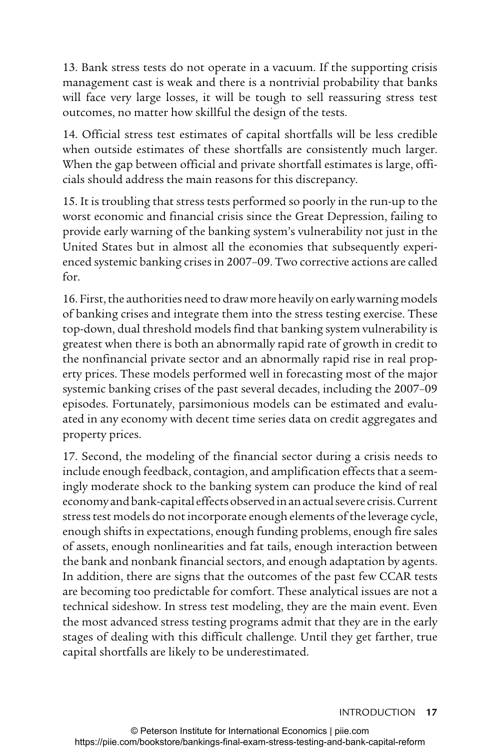13. Bank stress tests do not operate in a vacuum. If the supporting crisis management cast is weak and there is a nontrivial probability that banks will face very large losses, it will be tough to sell reassuring stress test outcomes, no matter how skillful the design of the tests.

14. Official stress test estimates of capital shortfalls will be less credible when outside estimates of these shortfalls are consistently much larger. When the gap between official and private shortfall estimates is large, officials should address the main reasons for this discrepancy.

15. It is troubling that stress tests performed so poorly in the run-up to the worst economic and financial crisis since the Great Depression, failing to provide early warning of the banking system's vulnerability not just in the United States but in almost all the economies that subsequently experienced systemic banking crises in 2007–09. Two corrective actions are called for.

16. First, the authorities need to draw more heavily on early warning models of banking crises and integrate them into the stress testing exercise. These top-down, dual threshold models find that banking system vulnerability is greatest when there is both an abnormally rapid rate of growth in credit to the nonfinancial private sector and an abnormally rapid rise in real property prices. These models performed well in forecasting most of the major systemic banking crises of the past several decades, including the 2007–09 episodes. Fortunately, parsimonious models can be estimated and evaluated in any economy with decent time series data on credit aggregates and property prices.

17. Second, the modeling of the financial sector during a crisis needs to include enough feedback, contagion, and amplification effects that a seemingly moderate shock to the banking system can produce the kind of real economy and bank-capital effects observed in an actual severe crisis. Current stress test models do not incorporate enough elements of the leverage cycle, enough shifts in expectations, enough funding problems, enough fire sales of assets, enough nonlinearities and fat tails, enough interaction between the bank and nonbank financial sectors, and enough adaptation by agents. In addition, there are signs that the outcomes of the past few CCAR tests are becoming too predictable for comfort. These analytical issues are not a technical sideshow. In stress test modeling, they are the main event. Even the most advanced stress testing programs admit that they are in the early stages of dealing with this difficult challenge. Until they get farther, true capital shortfalls are likely to be underestimated.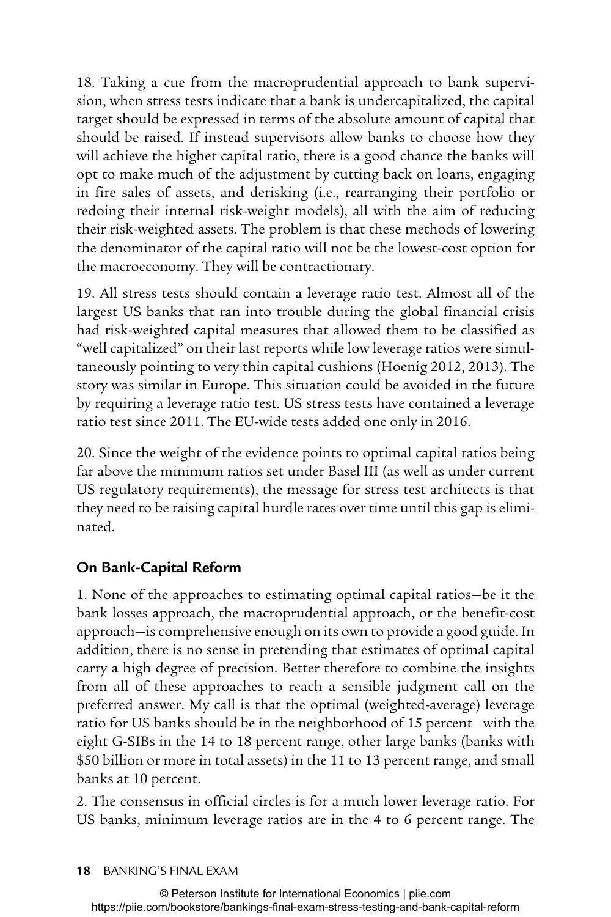18. Taking a cue from the macroprudential approach to bank supervision, when stress tests indicate that a bank is undercapitalized, the capital target should be expressed in terms of the absolute amount of capital that should be raised. If instead supervisors allow banks to choose how they will achieve the higher capital ratio, there is a good chance the banks will opt to make much of the adjustment by cutting back on loans, engaging in fire sales of assets, and derisking (i.e., rearranging their portfolio or redoing their internal risk-weight models), all with the aim of reducing their risk-weighted assets. The problem is that these methods of lowering the denominator of the capital ratio will not be the lowest-cost option for the macroeconomy. They will be contractionary.

19. All stress tests should contain a leverage ratio test. Almost all of the largest US banks that ran into trouble during the global financial crisis had risk-weighted capital measures that allowed them to be classified as "well capitalized" on their last reports while low leverage ratios were simultaneously pointing to very thin capital cushions (Hoenig 2012, 2013). The story was similar in Europe. This situation could be avoided in the future by requiring a leverage ratio test. US stress tests have contained a leverage ratio test since 2011. The EU-wide tests added one only in 2016.

20. Since the weight of the evidence points to optimal capital ratios being far above the minimum ratios set under Basel III (as well as under current US regulatory requirements), the message for stress test architects is that they need to be raising capital hurdle rates over time until this gap is eliminated.

### On Bank-Capital Reform

1. None of the approaches to estimating optimal capital ratios—be it the bank losses approach, the macroprudential approach, or the benefit-cost approach—is comprehensive enough on its own to provide a good guide. In addition, there is no sense in pretending that estimates of optimal capital carry a high degree of precision. Better therefore to combine the insights from all of these approaches to reach a sensible judgment call on the preferred answer. My call is that the optimal (weighted-average) leverage ratio for US banks should be in the neighborhood of 15 percent—with the eight G-SIBs in the 14 to 18 percent range, other large banks (banks with $50 billion or more in total assets) in the 11 to 13 percent range, and small banks at 10 percent.

2. The consensus in official circles is for a much lower leverage ratio. For US banks, minimum leverage ratios are in the 4 to 6 percent range. The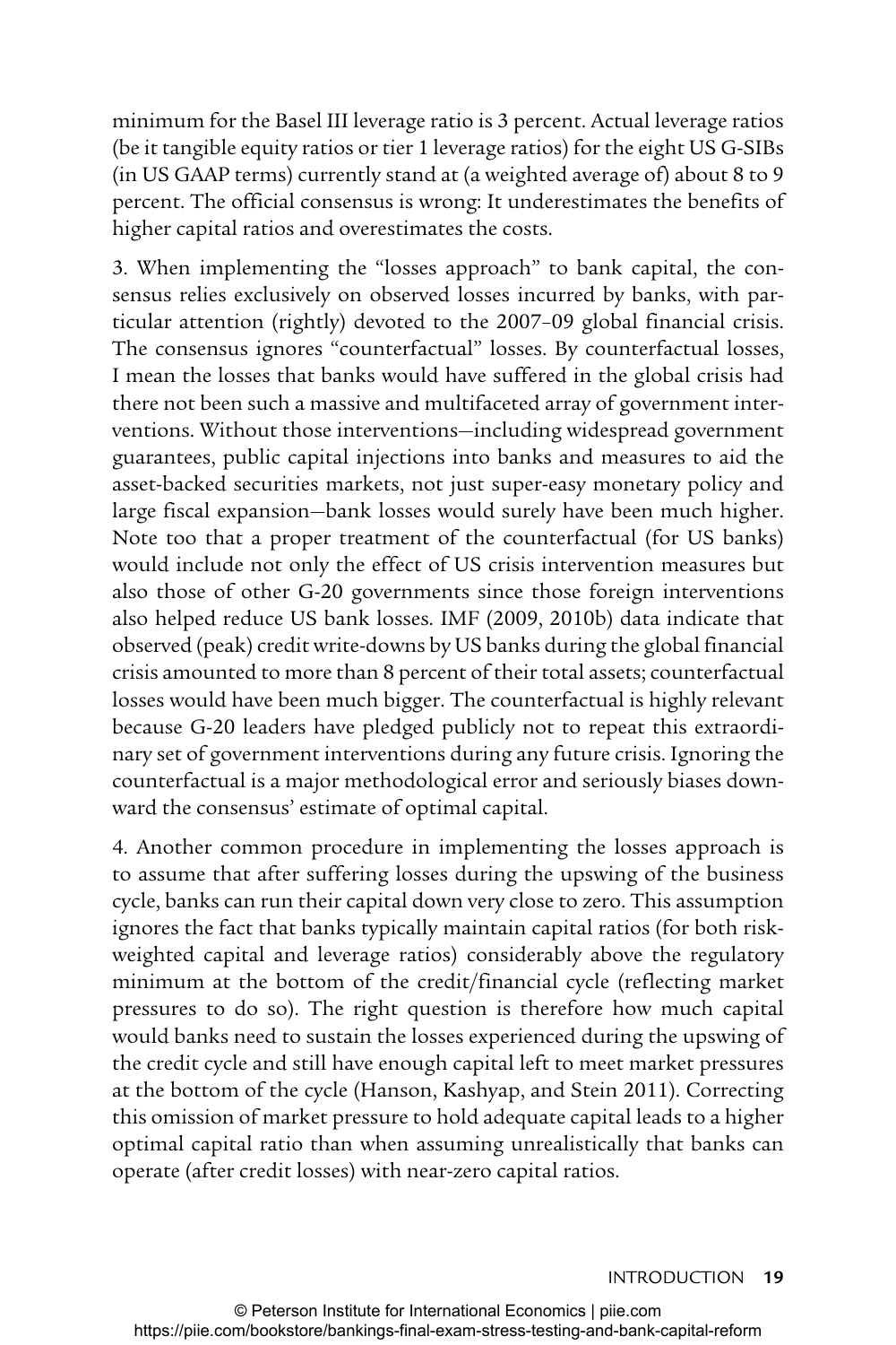minimum for the Basel III leverage ratio is 3 percent. Actual leverage ratios (be it tangible equity ratios or tier 1 leverage ratios) for the eight US G-SIBs (in US GAAP terms) currently stand at (a weighted average of) about 8 to 9 percent. The official consensus is wrong: It underestimates the benefits of higher capital ratios and overestimates the costs.

3. When implementing the "losses approach" to bank capital, the consensus relies exclusively on observed losses incurred by banks, with particular attention (rightly) devoted to the 2007–09 global financial crisis. The consensus ignores "counterfactual" losses. By counterfactual losses, I mean the losses that banks would have suffered in the global crisis had there not been such a massive and multifaceted array of government interventions. Without those interventions—including widespread government guarantees, public capital injections into banks and measures to aid the asset-backed securities markets, not just super-easy monetary policy and large fiscal expansion—bank losses would surely have been much higher. Note too that a proper treatment of the counterfactual (for US banks) would include not only the effect of US crisis intervention measures but also those of other G-20 governments since those foreign interventions also helped reduce US bank losses. IMF (2009, 2010b) data indicate that observed (peak) credit write-downs by US banks during the global financial crisis amounted to more than 8 percent of their total assets; counterfactual losses would have been much bigger. The counterfactual is highly relevant because G-20 leaders have pledged publicly not to repeat this extraordinary set of government interventions during any future crisis. Ignoring the counterfactual is a major methodological error and seriously biases downward the consensus' estimate of optimal capital.

4. Another common procedure in implementing the losses approach is to assume that after suffering losses during the upswing of the business cycle, banks can run their capital down very close to zero. This assumption ignores the fact that banks typically maintain capital ratios (for both risk-weighted capital and leverage ratios) considerably above the regulatory minimum at the bottom of the credit/financial cycle (reflecting market pressures to do so). The right question is therefore how much capital would banks need to sustain the losses experienced during the upswing of the credit cycle and still have enough capital left to meet market pressures at the bottom of the cycle (Hanson, Kashyap, and Stein 2011). Correcting this omission of market pressure to hold adequate capital leads to a higher optimal capital ratio than when assuming unrealistically that banks can operate (after credit losses) with near-zero capital ratios.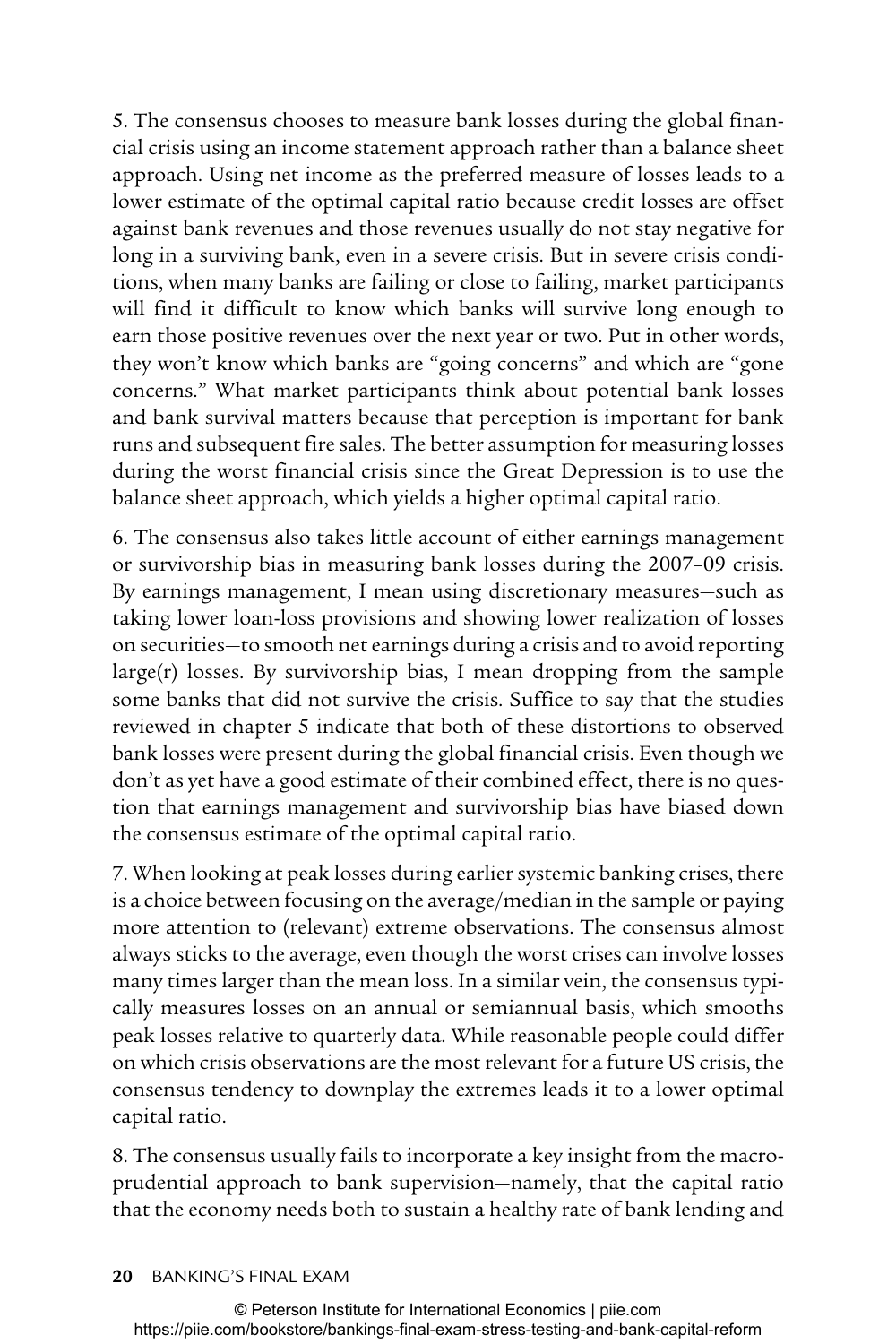5. The consensus chooses to measure bank losses during the global financial crisis using an income statement approach rather than a balance sheet approach. Using net income as the preferred measure of losses leads to a lower estimate of the optimal capital ratio because credit losses are offset against bank revenues and those revenues usually do not stay negative for long in a surviving bank, even in a severe crisis. But in severe crisis conditions, when many banks are failing or close to failing, market participants will find it difficult to know which banks will survive long enough to earn those positive revenues over the next year or two. Put in other words, they won't know which banks are "going concerns" and which are "gone concerns." What market participants think about potential bank losses and bank survival matters because that perception is important for bank runs and subsequent fire sales. The better assumption for measuring losses during the worst financial crisis since the Great Depression is to use the balance sheet approach, which yields a higher optimal capital ratio.

6. The consensus also takes little account of either earnings management or survivorship bias in measuring bank losses during the 2007–09 crisis. By earnings management, I mean using discretionary measures—such as taking lower loan-loss provisions and showing lower realization of losses on securities—to smooth net earnings during a crisis and to avoid reporting large(r) losses. By survivorship bias, I mean dropping from the sample some banks that did not survive the crisis. Suffice to say that the studies reviewed in chapter 5 indicate that both of these distortions to observed bank losses were present during the global financial crisis. Even though we don't as yet have a good estimate of their combined effect, there is no question that earnings management and survivorship bias have biased down the consensus estimate of the optimal capital ratio.

7. When looking at peak losses during earlier systemic banking crises, there is a choice between focusing on the average/median in the sample or paying more attention to (relevant) extreme observations. The consensus almost always sticks to the average, even though the worst crises can involve losses many times larger than the mean loss. In a similar vein, the consensus typically measures losses on an annual or semiannual basis, which smooths peak losses relative to quarterly data. While reasonable people could differ on which crisis observations are the most relevant for a future US crisis, the consensus tendency to downplay the extremes leads it to a lower optimal capital ratio.

8. The consensus usually fails to incorporate a key insight from the macroprudential approach to bank supervision—namely, that the capital ratio that the economy needs both to sustain a healthy rate of bank lending and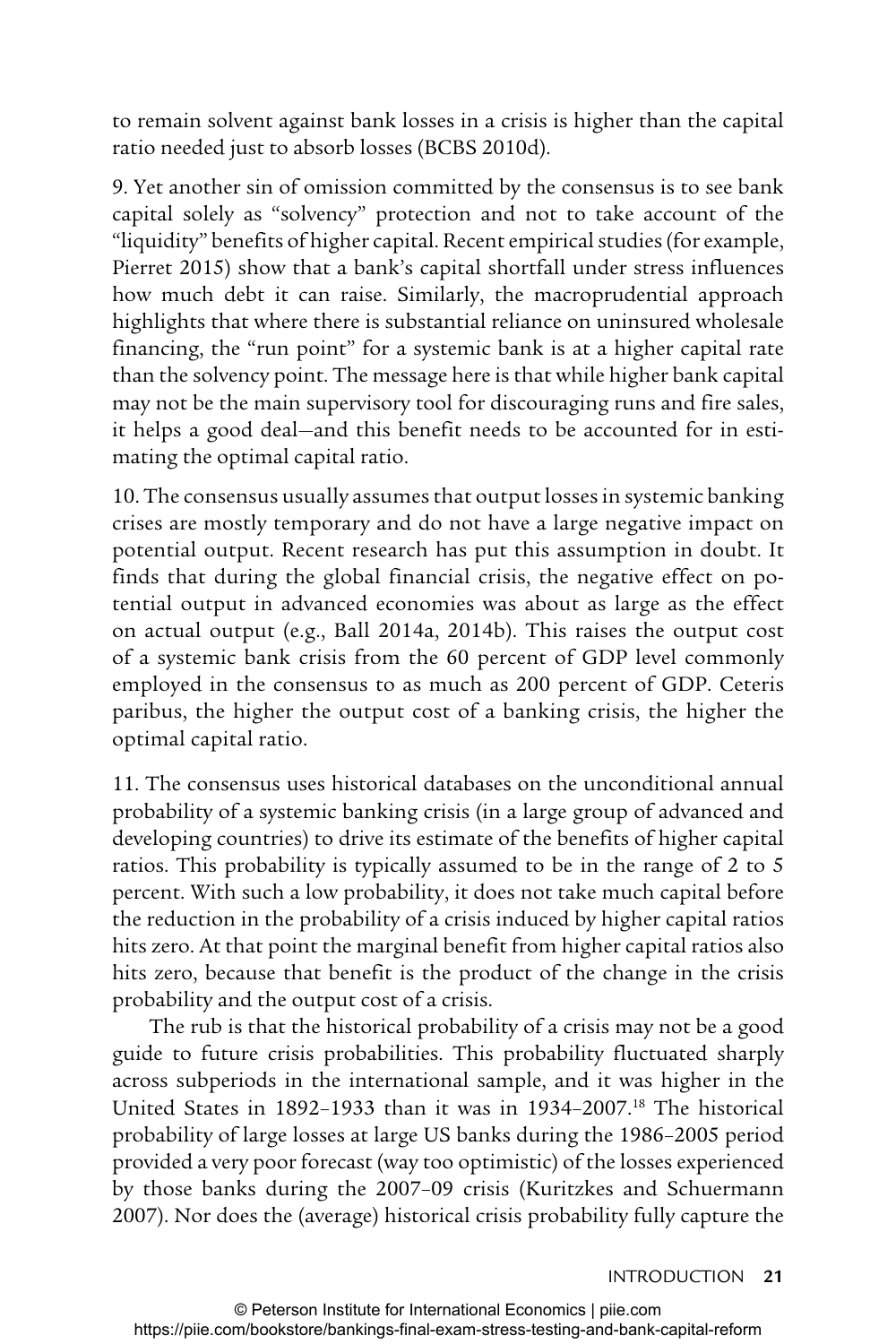to remain solvent against bank losses in a crisis is higher than the capital ratio needed just to absorb losses (BCBS 2010d).

9. Yet another sin of omission committed by the consensus is to see bank capital solely as "solvency" protection and not to take account of the "liquidity" benefits of higher capital. Recent empirical studies (for example, Pierret 2015) show that a bank's capital shortfall under stress influences how much debt it can raise. Similarly, the macroprudential approach highlights that where there is substantial reliance on uninsured wholesale financing, the "run point" for a systemic bank is at a higher capital rate than the solvency point. The message here is that while higher bank capital may not be the main supervisory tool for discouraging runs and fire sales, it helps a good deal—and this benefit needs to be accounted for in estimating the optimal capital ratio.

10. The consensus usually assumes that output losses in systemic banking crises are mostly temporary and do not have a large negative impact on potential output. Recent research has put this assumption in doubt. It finds that during the global financial crisis, the negative effect on potential output in advanced economies was about as large as the effect on actual output (e.g., Ball 2014a, 2014b). This raises the output cost of a systemic bank crisis from the 60 percent of GDP level commonly employed in the consensus to as much as 200 percent of GDP. Ceteris paribus, the higher the output cost of a banking crisis, the higher the optimal capital ratio.

11. The consensus uses historical databases on the unconditional annual probability of a systemic banking crisis (in a large group of advanced and developing countries) to drive its estimate of the benefits of higher capital ratios. This probability is typically assumed to be in the range of 2 to 5 percent. With such a low probability, it does not take much capital before the reduction in the probability of a crisis induced by higher capital ratios hits zero. At that point the marginal benefit from higher capital ratios also hits zero, because that benefit is the product of the change in the crisis probability and the output cost of a crisis.

The rub is that the historical probability of a crisis may not be a good guide to future crisis probabilities. This probability fluctuated sharply across subperiods in the international sample, and it was higher in the United States in 1892–1933 than it was in 1934–2007.[18] The historical probability of large losses at large US banks during the 1986–2005 period provided a very poor forecast (way too optimistic) of the losses experienced by those banks during the 2007–09 crisis (Kuritzkes and Schuermann 2007). Nor does the (average) historical crisis probability fully capture the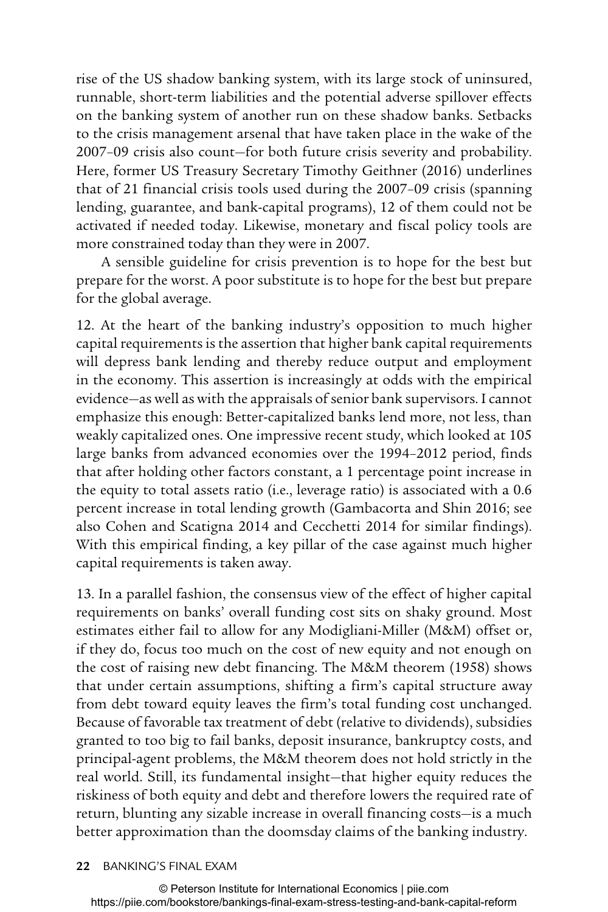rise of the US shadow banking system, with its large stock of uninsured, runnable, short-term liabilities and the potential adverse spillover effects on the banking system of another run on these shadow banks. Setbacks to the crisis management arsenal that have taken place in the wake of the 2007–09 crisis also count—for both future crisis severity and probability. Here, former US Treasury Secretary Timothy Geithner (2016) underlines that of 21 financial crisis tools used during the 2007–09 crisis (spanning lending, guarantee, and bank-capital programs), 12 of them could not be activated if needed today. Likewise, monetary and fiscal policy tools are more constrained today than they were in 2007.

A sensible guideline for crisis prevention is to hope for the best but prepare for the worst. A poor substitute is to hope for the best but prepare for the global average.

12. At the heart of the banking industry's opposition to much higher capital requirements is the assertion that higher bank capital requirements will depress bank lending and thereby reduce output and employment in the economy. This assertion is increasingly at odds with the empirical evidence—as well as with the appraisals of senior bank supervisors. I cannot emphasize this enough: Better-capitalized banks lend more, not less, than weakly capitalized ones. One impressive recent study, which looked at 105 large banks from advanced economies over the 1994–2012 period, finds that after holding other factors constant, a 1 percentage point increase in the equity to total assets ratio (i.e., leverage ratio) is associated with a 0.6 percent increase in total lending growth (Gambacorta and Shin 2016; see also Cohen and Scatigna 2014 and Cecchetti 2014 for similar findings). With this empirical finding, a key pillar of the case against much higher capital requirements is taken away.

13. In a parallel fashion, the consensus view of the effect of higher capital requirements on banks' overall funding cost sits on shaky ground. Most estimates either fail to allow for any Modigliani-Miller (M&M) offset or, if they do, focus too much on the cost of new equity and not enough on the cost of raising new debt financing. The M&M theorem (1958) shows that under certain assumptions, shifting a firm's capital structure away from debt toward equity leaves the firm's total funding cost unchanged. Because of favorable tax treatment of debt (relative to dividends), subsidies granted to too big to fail banks, deposit insurance, bankruptcy costs, and principal-agent problems, the M&M theorem does not hold strictly in the real world. Still, its fundamental insight—that higher equity reduces the riskiness of both equity and debt and therefore lowers the required rate of return, blunting any sizable increase in overall financing costs—is a much better approximation than the doomsday claims of the banking industry.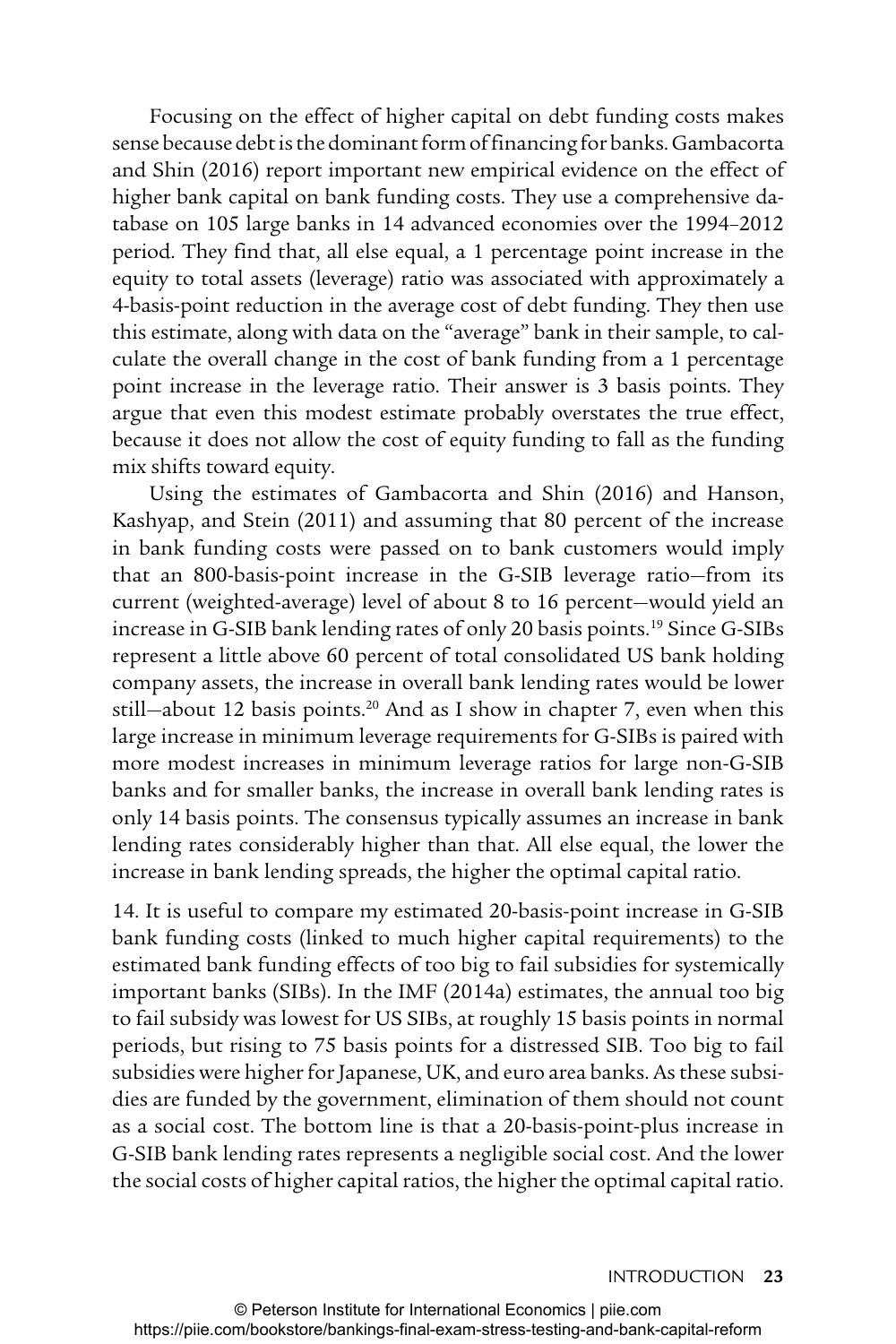Focusing on the effect of higher capital on debt funding costs makes sense because debt is the dominant form of financing for banks. Gambacorta and Shin (2016) report important new empirical evidence on the effect of higher bank capital on bank funding costs. They use a comprehensive database on 105 large banks in 14 advanced economies over the 1994–2012 period. They find that, all else equal, a 1 percentage point increase in the equity to total assets (leverage) ratio was associated with approximately a 4-basis-point reduction in the average cost of debt funding. They then use this estimate, along with data on the "average" bank in their sample, to calculate the overall change in the cost of bank funding from a 1 percentage point increase in the leverage ratio. Their answer is 3 basis points. They argue that even this modest estimate probably overstates the true effect, because it does not allow the cost of equity funding to fall as the funding mix shifts toward equity.

Using the estimates of Gambacorta and Shin (2016) and Hanson, Kashyap, and Stein (2011) and assuming that 80 percent of the increase in bank funding costs were passed on to bank customers would imply that an 800-basis-point increase in the G-SIB leverage ratio—from its current (weighted-average) level of about 8 to 16 percent—would yield an increase in G-SIB bank lending rates of only 20 basis points.[19] Since G-SIBs represent a little above 60 percent of total consolidated US bank holding company assets, the increase in overall bank lending rates would be lower still—about 12 basis points.[20] And as I show in chapter 7, even when this large increase in minimum leverage requirements for G-SIBs is paired with more modest increases in minimum leverage ratios for large non-G-SIB banks and for smaller banks, the increase in overall bank lending rates is only 14 basis points. The consensus typically assumes an increase in bank lending rates considerably higher than that. All else equal, the lower the increase in bank lending spreads, the higher the optimal capital ratio.

14. It is useful to compare my estimated 20-basis-point increase in G-SIB bank funding costs (linked to much higher capital requirements) to the estimated bank funding effects of too big to fail subsidies for systemically important banks (SIBs). In the IMF (2014a) estimates, the annual too big to fail subsidy was lowest for US SIBs, at roughly 15 basis points in normal periods, but rising to 75 basis points for a distressed SIB. Too big to fail subsidies were higher for Japanese, UK, and euro area banks. As these subsidies are funded by the government, elimination of them should not count as a social cost. The bottom line is that a 20-basis-point-plus increase in G-SIB bank lending rates represents a negligible social cost. And the lower the social costs of higher capital ratios, the higher the optimal capital ratio.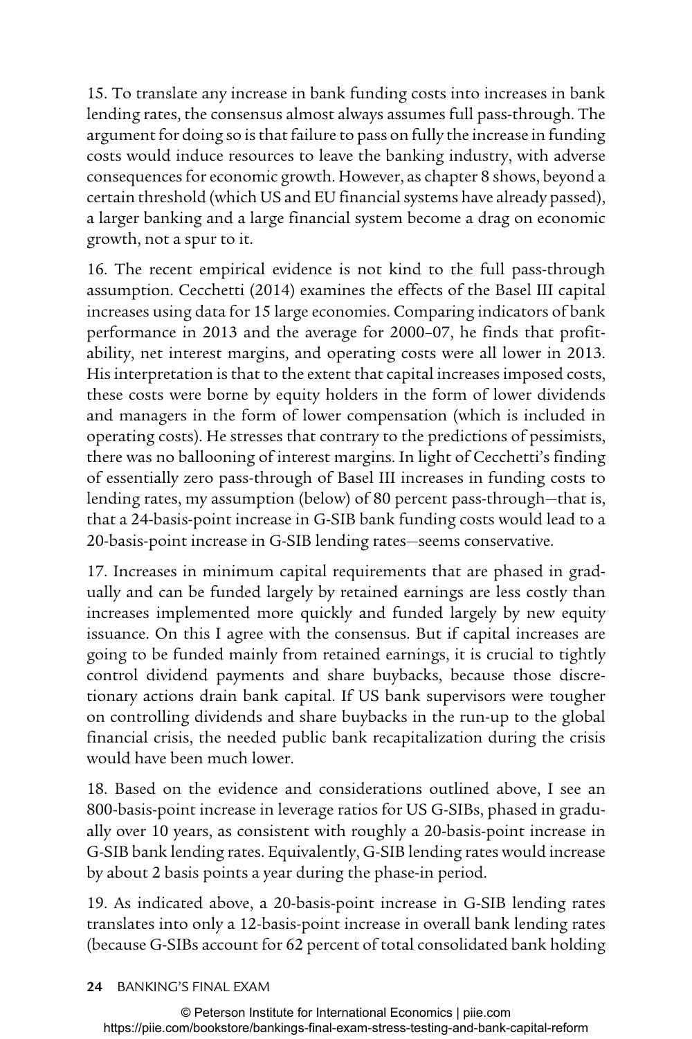15. To translate any increase in bank funding costs into increases in bank lending rates, the consensus almost always assumes full pass-through. The argument for doing so is that failure to pass on fully the increase in funding costs would induce resources to leave the banking industry, with adverse consequences for economic growth. However, as chapter 8 shows, beyond a certain threshold (which US and EU financial systems have already passed), a larger banking and a large financial system become a drag on economic growth, not a spur to it.

16. The recent empirical evidence is not kind to the full pass-through assumption. Cecchetti (2014) examines the effects of the Basel III capital increases using data for 15 large economies. Comparing indicators of bank performance in 2013 and the average for 2000–07, he finds that profitability, net interest margins, and operating costs were all lower in 2013. His interpretation is that to the extent that capital increases imposed costs, these costs were borne by equity holders in the form of lower dividends and managers in the form of lower compensation (which is included in operating costs). He stresses that contrary to the predictions of pessimists, there was no ballooning of interest margins. In light of Cecchetti's finding of essentially zero pass-through of Basel III increases in funding costs to lending rates, my assumption (below) of 80 percent pass-through—that is, that a 24-basis-point increase in G-SIB bank funding costs would lead to a 20-basis-point increase in G-SIB lending rates—seems conservative.

17. Increases in minimum capital requirements that are phased in gradually and can be funded largely by retained earnings are less costly than increases implemented more quickly and funded largely by new equity issuance. On this I agree with the consensus. But if capital increases are going to be funded mainly from retained earnings, it is crucial to tightly control dividend payments and share buybacks, because those discretionary actions drain bank capital. If US bank supervisors were tougher on controlling dividends and share buybacks in the run-up to the global financial crisis, the needed public bank recapitalization during the crisis would have been much lower.

18. Based on the evidence and considerations outlined above, I see an 800-basis-point increase in leverage ratios for US G-SIBs, phased in gradually over 10 years, as consistent with roughly a 20-basis-point increase in G-SIB bank lending rates. Equivalently, G-SIB lending rates would increase by about 2 basis points a year during the phase-in period.

19. As indicated above, a 20-basis-point increase in G-SIB lending rates translates into only a 12-basis-point increase in overall bank lending rates (because G-SIBs account for 62 percent of total consolidated bank holding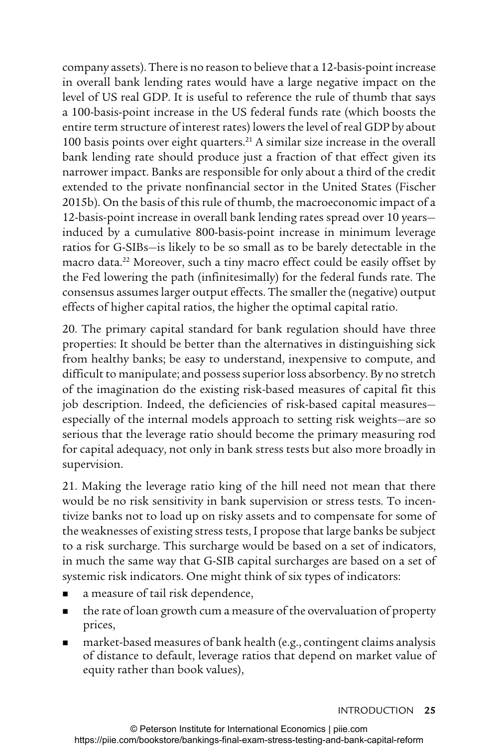company assets). There is no reason to believe that a 12-basis-point increase in overall bank lending rates would have a large negative impact on the level of US real GDP. It is useful to reference the rule of thumb that says a 100-basis-point increase in the US federal funds rate (which boosts the entire term structure of interest rates) lowers the level of real GDP by about 100 basis points over eight quarters.[21] A similar size increase in the overall bank lending rate should produce just a fraction of that effect given its narrower impact. Banks are responsible for only about a third of the credit extended to the private nonfinancial sector in the United States (Fischer 2015b). On the basis of this rule of thumb, the macroeconomic impact of a 12-basis-point increase in overall bank lending rates spread over 10 years—induced by a cumulative 800-basis-point increase in minimum leverage ratios for G-SIBs—is likely to be so small as to be barely detectable in the macro data.[22] Moreover, such a tiny macro effect could be easily offset by the Fed lowering the path (infinitesimally) for the federal funds rate. The consensus assumes larger output effects. The smaller the (negative) output effects of higher capital ratios, the higher the optimal capital ratio.

20. The primary capital standard for bank regulation should have three properties: It should be better than the alternatives in distinguishing sick from healthy banks; be easy to understand, inexpensive to compute, and difficult to manipulate; and possess superior loss absorbency. By no stretch of the imagination do the existing risk-based measures of capital fit this job description. Indeed, the deficiencies of risk-based capital measures—especially of the internal models approach to setting risk weights—are so serious that the leverage ratio should become the primary measuring rod for capital adequacy, not only in bank stress tests but also more broadly in supervision.

21. Making the leverage ratio king of the hill need not mean that there would be no risk sensitivity in bank supervision or stress tests. To incentivize banks not to load up on risky assets and to compensate for some of the weaknesses of existing stress tests, I propose that large banks be subject to a risk surcharge. This surcharge would be based on a set of indicators, in much the same way that G-SIB capital surcharges are based on a set of systemic risk indicators. One might think of six types of indicators:

- a measure of tail risk dependence,
- the rate of loan growth cum a measure of the overvaluation of property prices,
- market-based measures of bank health (e.g., contingent claims analysis of distance to default, leverage ratios that depend on market value of equity rather than book values),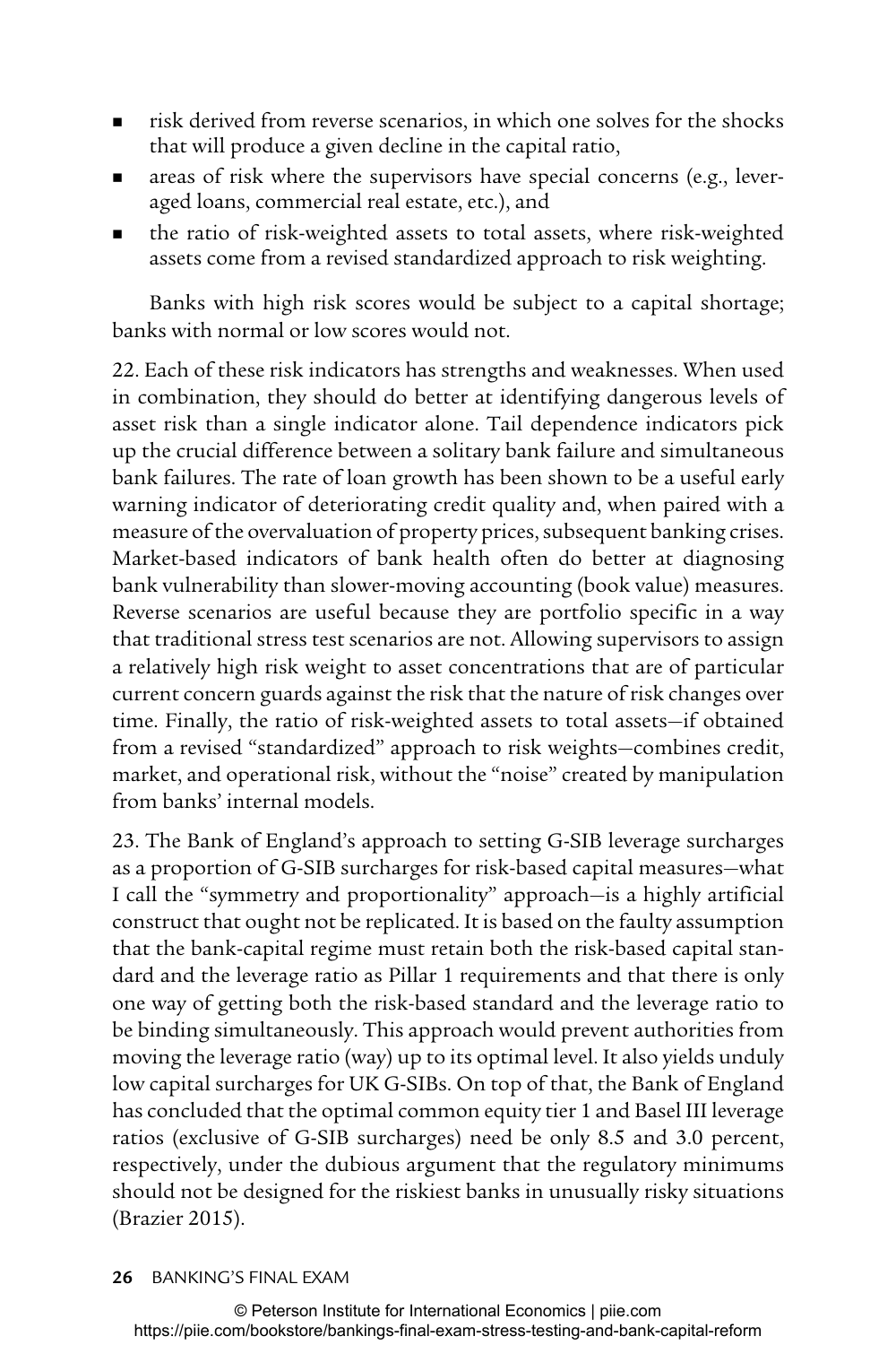- risk derived from reverse scenarios, in which one solves for the shocks that will produce a given decline in the capital ratio,
- areas of risk where the supervisors have special concerns (e.g., leveraged loans, commercial real estate, etc.), and
- the ratio of risk-weighted assets to total assets, where risk-weighted assets come from a revised standardized approach to risk weighting.

Banks with high risk scores would be subject to a capital shortage; banks with normal or low scores would not.

22. Each of these risk indicators has strengths and weaknesses. When used in combination, they should do better at identifying dangerous levels of asset risk than a single indicator alone. Tail dependence indicators pick up the crucial difference between a solitary bank failure and simultaneous bank failures. The rate of loan growth has been shown to be a useful early warning indicator of deteriorating credit quality and, when paired with a measure of the overvaluation of property prices, subsequent banking crises. Market-based indicators of bank health often do better at diagnosing bank vulnerability than slower-moving accounting (book value) measures. Reverse scenarios are useful because they are portfolio specific in a way that traditional stress test scenarios are not. Allowing supervisors to assign a relatively high risk weight to asset concentrations that are of particular current concern guards against the risk that the nature of risk changes over time. Finally, the ratio of risk-weighted assets to total assets—if obtained from a revised "standardized" approach to risk weights—combines credit, market, and operational risk, without the "noise" created by manipulation from banks' internal models.

23. The Bank of England's approach to setting G-SIB leverage surcharges as a proportion of G-SIB surcharges for risk-based capital measures—what I call the "symmetry and proportionality" approach—is a highly artificial construct that ought not be replicated. It is based on the faulty assumption that the bank-capital regime must retain both the risk-based capital standard and the leverage ratio as Pillar 1 requirements and that there is only one way of getting both the risk-based standard and the leverage ratio to be binding simultaneously. This approach would prevent authorities from moving the leverage ratio (way) up to its optimal level. It also yields unduly low capital surcharges for UK G-SIBs. On top of that, the Bank of England has concluded that the optimal common equity tier 1 and Basel III leverage ratios (exclusive of G-SIB surcharges) need be only 8.5 and 3.0 percent, respectively, under the dubious argument that the regulatory minimums should not be designed for the riskiest banks in unusually risky situations (Brazier 2015).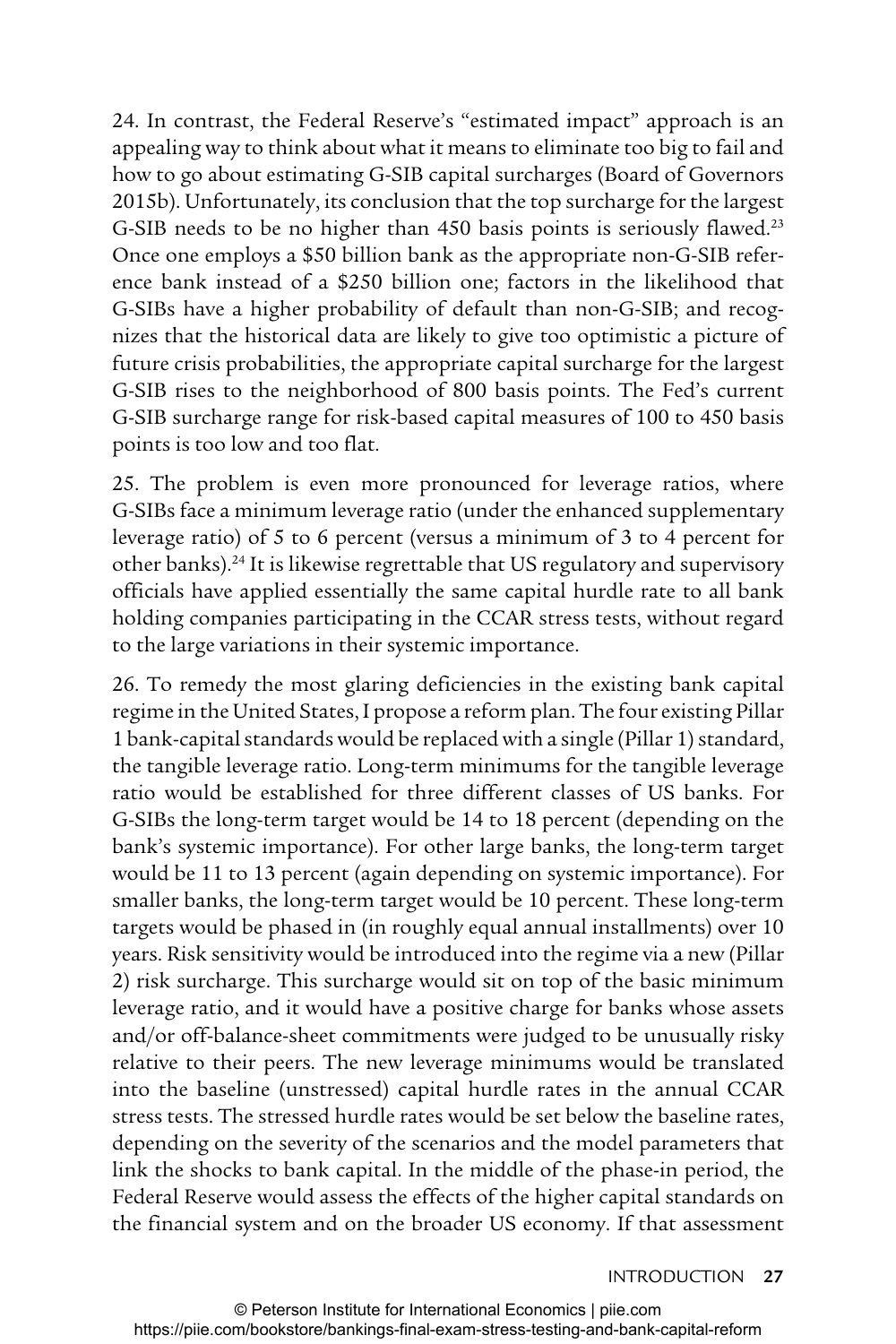24. In contrast, the Federal Reserve's "estimated impact" approach is an appealing way to think about what it means to eliminate too big to fail and how to go about estimating G-SIB capital surcharges (Board of Governors 2015b). Unfortunately, its conclusion that the top surcharge for the largest G-SIB needs to be no higher than 450 basis points is seriously flawed.[23] Once one employs a \$50 billion bank as the appropriate non-G-SIB reference bank instead of a \$250 billion one; factors in the likelihood that G-SIBs have a higher probability of default than non-G-SIB; and recognizes that the historical data are likely to give too optimistic a picture of future crisis probabilities, the appropriate capital surcharge for the largest G-SIB rises to the neighborhood of 800 basis points. The Fed's current G-SIB surcharge range for risk-based capital measures of 100 to 450 basis points is too low and too flat.

25. The problem is even more pronounced for leverage ratios, where G-SIBs face a minimum leverage ratio (under the enhanced supplementary leverage ratio) of 5 to 6 percent (versus a minimum of 3 to 4 percent for other banks).[24] It is likewise regrettable that US regulatory and supervisory officials have applied essentially the same capital hurdle rate to all bank holding companies participating in the CCAR stress tests, without regard to the large variations in their systemic importance.

26. To remedy the most glaring deficiencies in the existing bank capital regime in the United States, I propose a reform plan. The four existing Pillar 1 bank-capital standards would be replaced with a single (Pillar 1) standard, the tangible leverage ratio. Long-term minimums for the tangible leverage ratio would be established for three different classes of US banks. For G-SIBs the long-term target would be 14 to 18 percent (depending on the bank's systemic importance). For other large banks, the long-term target would be 11 to 13 percent (again depending on systemic importance). For smaller banks, the long-term target would be 10 percent. These long-term targets would be phased in (in roughly equal annual installments) over 10 years. Risk sensitivity would be introduced into the regime via a new (Pillar 2) risk surcharge. This surcharge would sit on top of the basic minimum leverage ratio, and it would have a positive charge for banks whose assets and/or off-balance-sheet commitments were judged to be unusually risky relative to their peers. The new leverage minimums would be translated into the baseline (unstressed) capital hurdle rates in the annual CCAR stress tests. The stressed hurdle rates would be set below the baseline rates, depending on the severity of the scenarios and the model parameters that link the shocks to bank capital. In the middle of the phase-in period, the Federal Reserve would assess the effects of the higher capital standards on the financial system and on the broader US economy. If that assessment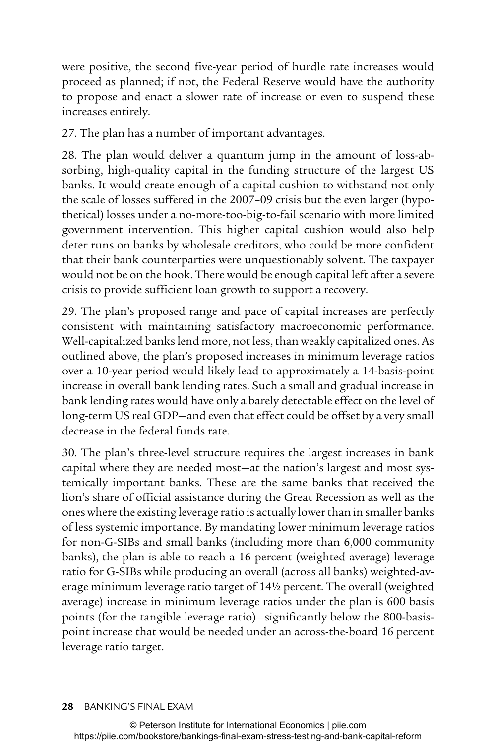were positive, the second five-year period of hurdle rate increases would proceed as planned; if not, the Federal Reserve would have the authority to propose and enact a slower rate of increase or even to suspend these increases entirely.

27. The plan has a number of important advantages.

28. The plan would deliver a quantum jump in the amount of loss-absorbing, high-quality capital in the funding structure of the largest US banks. It would create enough of a capital cushion to withstand not only the scale of losses suffered in the 2007–09 crisis but the even larger (hypothetical) losses under a no-more-too-big-to-fail scenario with more limited government intervention. This higher capital cushion would also help deter runs on banks by wholesale creditors, who could be more confident that their bank counterparties were unquestionably solvent. The taxpayer would not be on the hook. There would be enough capital left after a severe crisis to provide sufficient loan growth to support a recovery.

29. The plan's proposed range and pace of capital increases are perfectly consistent with maintaining satisfactory macroeconomic performance. Well-capitalized banks lend more, not less, than weakly capitalized ones. As outlined above, the plan's proposed increases in minimum leverage ratios over a 10-year period would likely lead to approximately a 14-basis-point increase in overall bank lending rates. Such a small and gradual increase in bank lending rates would have only a barely detectable effect on the level of long-term US real GDP—and even that effect could be offset by a very small decrease in the federal funds rate.

30. The plan's three-level structure requires the largest increases in bank capital where they are needed most—at the nation's largest and most systemically important banks. These are the same banks that received the lion's share of official assistance during the Great Recession as well as the ones where the existing leverage ratio is actually lower than in smaller banks of less systemic importance. By mandating lower minimum leverage ratios for non-G-SIBs and small banks (including more than 6,000 community banks), the plan is able to reach a 16 percent (weighted average) leverage ratio for G-SIBs while producing an overall (across all banks) weighted-average minimum leverage ratio target of 14½ percent. The overall (weighted average) increase in minimum leverage ratios under the plan is 600 basis points (for the tangible leverage ratio)—significantly below the 800-basis-point increase that would be needed under an across-the-board 16 percent leverage ratio target.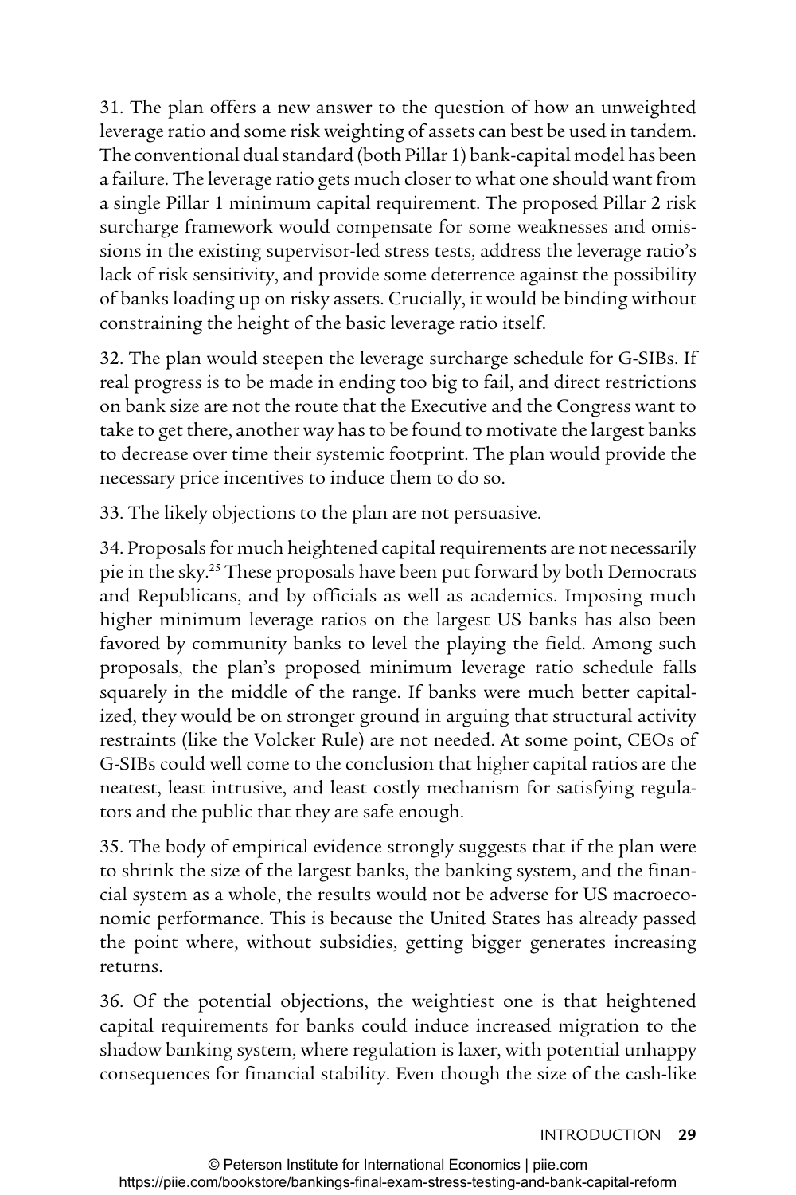31. The plan offers a new answer to the question of how an unweighted leverage ratio and some risk weighting of assets can best be used in tandem. The conventional dual standard (both Pillar 1) bank-capital model has been a failure. The leverage ratio gets much closer to what one should want from a single Pillar 1 minimum capital requirement. The proposed Pillar 2 risk surcharge framework would compensate for some weaknesses and omissions in the existing supervisor-led stress tests, address the leverage ratio's lack of risk sensitivity, and provide some deterrence against the possibility of banks loading up on risky assets. Crucially, it would be binding without constraining the height of the basic leverage ratio itself.

32. The plan would steepen the leverage surcharge schedule for G-SIBs. If real progress is to be made in ending too big to fail, and direct restrictions on bank size are not the route that the Executive and the Congress want to take to get there, another way has to be found to motivate the largest banks to decrease over time their systemic footprint. The plan would provide the necessary price incentives to induce them to do so.

33. The likely objections to the plan are not persuasive.

34. Proposals for much heightened capital requirements are not necessarily pie in the sky.[25] These proposals have been put forward by both Democrats and Republicans, and by officials as well as academics. Imposing much higher minimum leverage ratios on the largest US banks has also been favored by community banks to level the playing the field. Among such proposals, the plan's proposed minimum leverage ratio schedule falls squarely in the middle of the range. If banks were much better capitalized, they would be on stronger ground in arguing that structural activity restraints (like the Volcker Rule) are not needed. At some point, CEOs of G-SIBs could well come to the conclusion that higher capital ratios are the neatest, least intrusive, and least costly mechanism for satisfying regulators and the public that they are safe enough.

35. The body of empirical evidence strongly suggests that if the plan were to shrink the size of the largest banks, the banking system, and the financial system as a whole, the results would not be adverse for US macroeconomic performance. This is because the United States has already passed the point where, without subsidies, getting bigger generates increasing returns.

36. Of the potential objections, the weightiest one is that heightened capital requirements for banks could induce increased migration to the shadow banking system, where regulation is laxer, with potential unhappy consequences for financial stability. Even though the size of the cash-like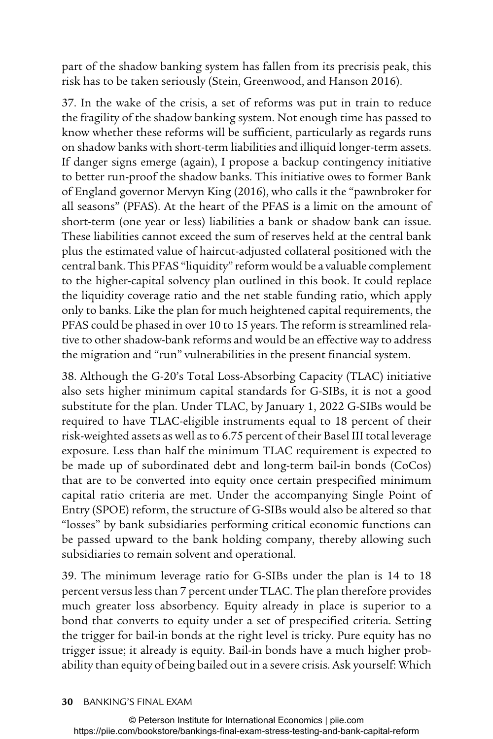part of the shadow banking system has fallen from its precrisis peak, this risk has to be taken seriously (Stein, Greenwood, and Hanson 2016).

37. In the wake of the crisis, a set of reforms was put in train to reduce the fragility of the shadow banking system. Not enough time has passed to know whether these reforms will be sufficient, particularly as regards runs on shadow banks with short-term liabilities and illiquid longer-term assets. If danger signs emerge (again), I propose a backup contingency initiative to better run-proof the shadow banks. This initiative owes to former Bank of England governor Mervyn King (2016), who calls it the "pawnbroker for all seasons" (PFAS). At the heart of the PFAS is a limit on the amount of short-term (one year or less) liabilities a bank or shadow bank can issue. These liabilities cannot exceed the sum of reserves held at the central bank plus the estimated value of haircut-adjusted collateral positioned with the central bank. This PFAS "liquidity" reform would be a valuable complement to the higher-capital solvency plan outlined in this book. It could replace the liquidity coverage ratio and the net stable funding ratio, which apply only to banks. Like the plan for much heightened capital requirements, the PFAS could be phased in over 10 to 15 years. The reform is streamlined relative to other shadow-bank reforms and would be an effective way to address the migration and "run" vulnerabilities in the present financial system.

38. Although the G-20's Total Loss-Absorbing Capacity (TLAC) initiative also sets higher minimum capital standards for G-SIBs, it is not a good substitute for the plan. Under TLAC, by January 1, 2022 G-SIBs would be required to have TLAC-eligible instruments equal to 18 percent of their risk-weighted assets as well as to 6.75 percent of their Basel III total leverage exposure. Less than half the minimum TLAC requirement is expected to be made up of subordinated debt and long-term bail-in bonds (CoCos) that are to be converted into equity once certain prespecified minimum capital ratio criteria are met. Under the accompanying Single Point of Entry (SPOE) reform, the structure of G-SIBs would also be altered so that "losses" by bank subsidiaries performing critical economic functions can be passed upward to the bank holding company, thereby allowing such subsidiaries to remain solvent and operational.

39. The minimum leverage ratio for G-SIBs under the plan is 14 to 18 percent versus less than 7 percent under TLAC. The plan therefore provides much greater loss absorbency. Equity already in place is superior to a bond that converts to equity under a set of prespecified criteria. Setting the trigger for bail-in bonds at the right level is tricky. Pure equity has no trigger issue; it already is equity. Bail-in bonds have a much higher probability than equity of being bailed out in a severe crisis. Ask yourself: Which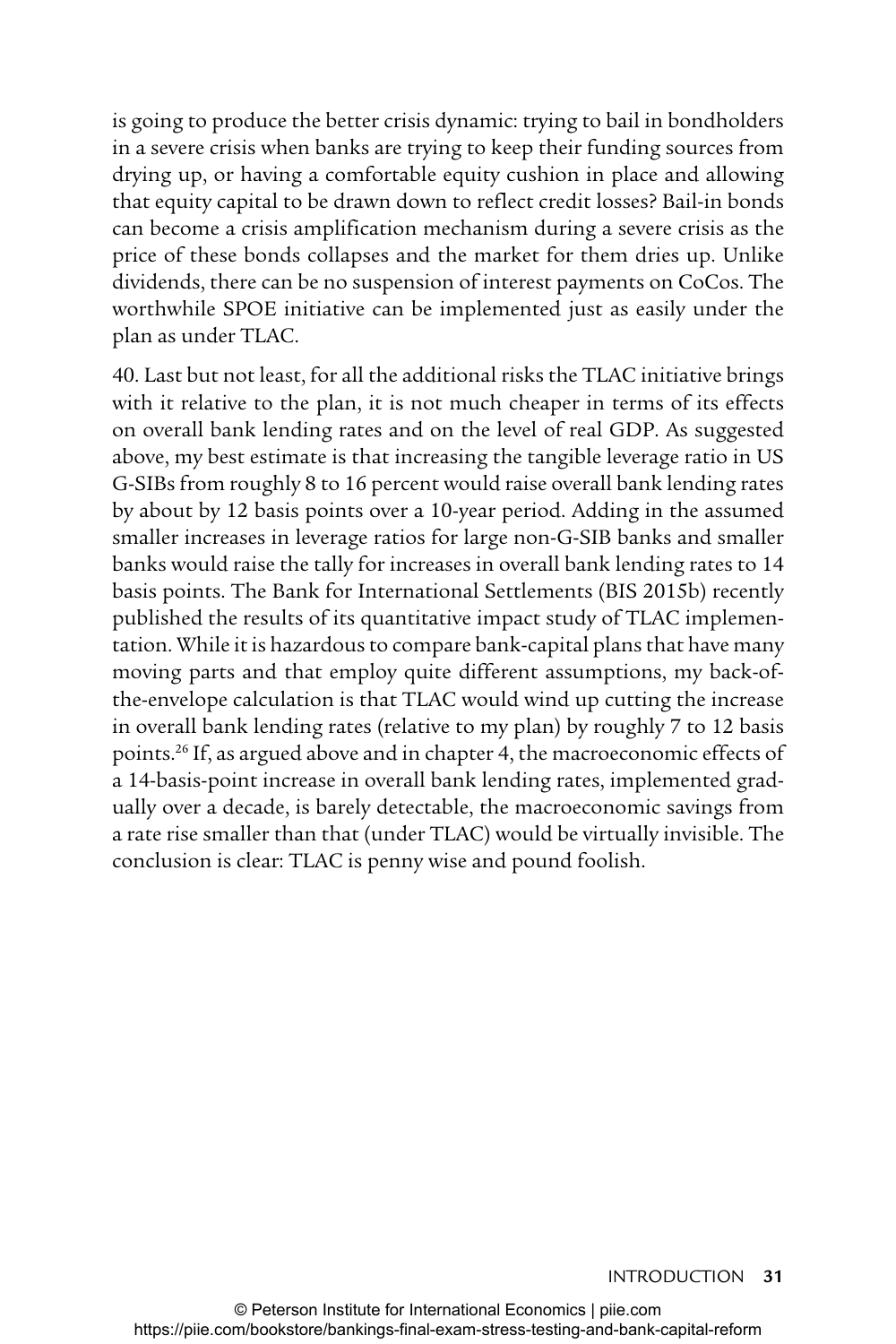is going to produce the better crisis dynamic: trying to bail in bondholders in a severe crisis when banks are trying to keep their funding sources from drying up, or having a comfortable equity cushion in place and allowing that equity capital to be drawn down to reflect credit losses? Bail-in bonds can become a crisis amplification mechanism during a severe crisis as the price of these bonds collapses and the market for them dries up. Unlike dividends, there can be no suspension of interest payments on CoCos. The worthwhile SPOE initiative can be implemented just as easily under the plan as under TLAC.

40. Last but not least, for all the additional risks the TLAC initiative brings with it relative to the plan, it is not much cheaper in terms of its effects on overall bank lending rates and on the level of real GDP. As suggested above, my best estimate is that increasing the tangible leverage ratio in US G-SIBs from roughly 8 to 16 percent would raise overall bank lending rates by about by 12 basis points over a 10-year period. Adding in the assumed smaller increases in leverage ratios for large non-G-SIB banks and smaller banks would raise the tally for increases in overall bank lending rates to 14 basis points. The Bank for International Settlements (BIS 2015b) recently published the results of its quantitative impact study of TLAC implementation. While it is hazardous to compare bank-capital plans that have many moving parts and that employ quite different assumptions, my back-of-the-envelope calculation is that TLAC would wind up cutting the increase in overall bank lending rates (relative to my plan) by roughly 7 to 12 basis points.[26] If, as argued above and in chapter 4, the macroeconomic effects of a 14-basis-point increase in overall bank lending rates, implemented gradually over a decade, is barely detectable, the macroeconomic savings from a rate rise smaller than that (under TLAC) would be virtually invisible. The conclusion is clear: TLAC is penny wise and pound foolish.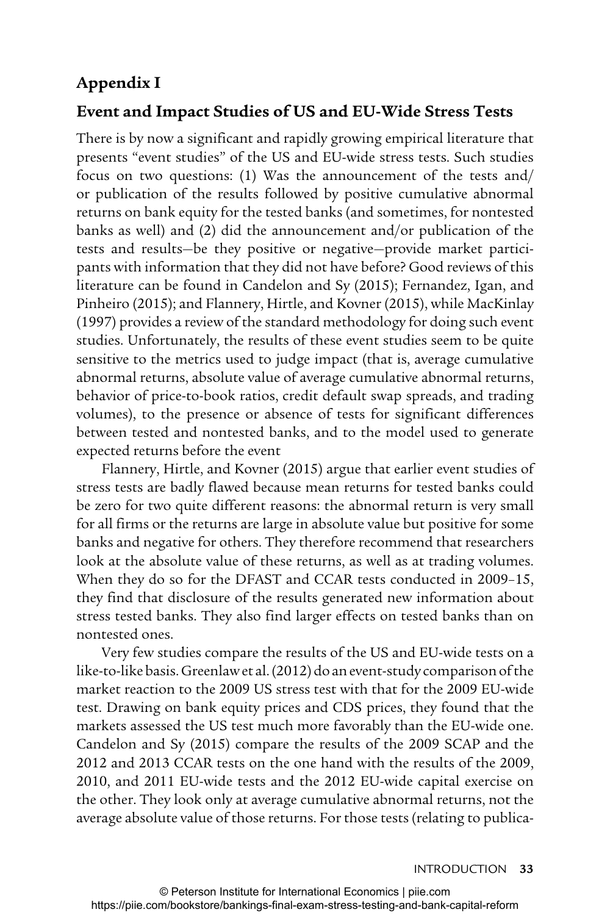## Appendix I

### Event and Impact Studies of US and EU-Wide Stress Tests

There is by now a significant and rapidly growing empirical literature that presents "event studies" of the US and EU-wide stress tests. Such studies focus on two questions: (1) Was the announcement of the tests and/or publication of the results followed by positive cumulative abnormal returns on bank equity for the tested banks (and sometimes, for nontested banks as well) and (2) did the announcement and/or publication of the tests and results—be they positive or negative—provide market participants with information that they did not have before? Good reviews of this literature can be found in Candelon and Sy (2015); Fernandez, Igan, and Pinheiro (2015); and Flannery, Hirtle, and Kovner (2015), while MacKinlay (1997) provides a review of the standard methodology for doing such event studies. Unfortunately, the results of these event studies seem to be quite sensitive to the metrics used to judge impact (that is, average cumulative abnormal returns, absolute value of average cumulative abnormal returns, behavior of price-to-book ratios, credit default swap spreads, and trading volumes), to the presence or absence of tests for significant differences between tested and nontested banks, and to the model used to generate expected returns before the event

Flannery, Hirtle, and Kovner (2015) argue that earlier event studies of stress tests are badly flawed because mean returns for tested banks could be zero for two quite different reasons: the abnormal return is very small for all firms or the returns are large in absolute value but positive for some banks and negative for others. They therefore recommend that researchers look at the absolute value of these returns, as well as at trading volumes. When they do so for the DFAST and CCAR tests conducted in 2009–15, they find that disclosure of the results generated new information about stress tested banks. They also find larger effects on tested banks than on nontested ones.

Very few studies compare the results of the US and EU-wide tests on a like-to-like basis. Greenlaw et al. (2012) do an event-study comparison of the market reaction to the 2009 US stress test with that for the 2009 EU-wide test. Drawing on bank equity prices and CDS prices, they found that the markets assessed the US test much more favorably than the EU-wide one. Candelon and Sy (2015) compare the results of the 2009 SCAP and the 2012 and 2013 CCAR tests on the one hand with the results of the 2009, 2010, and 2011 EU-wide tests and the 2012 EU-wide capital exercise on the other. They look only at average cumulative abnormal returns, not the average absolute value of those returns. For those tests (relating to publica-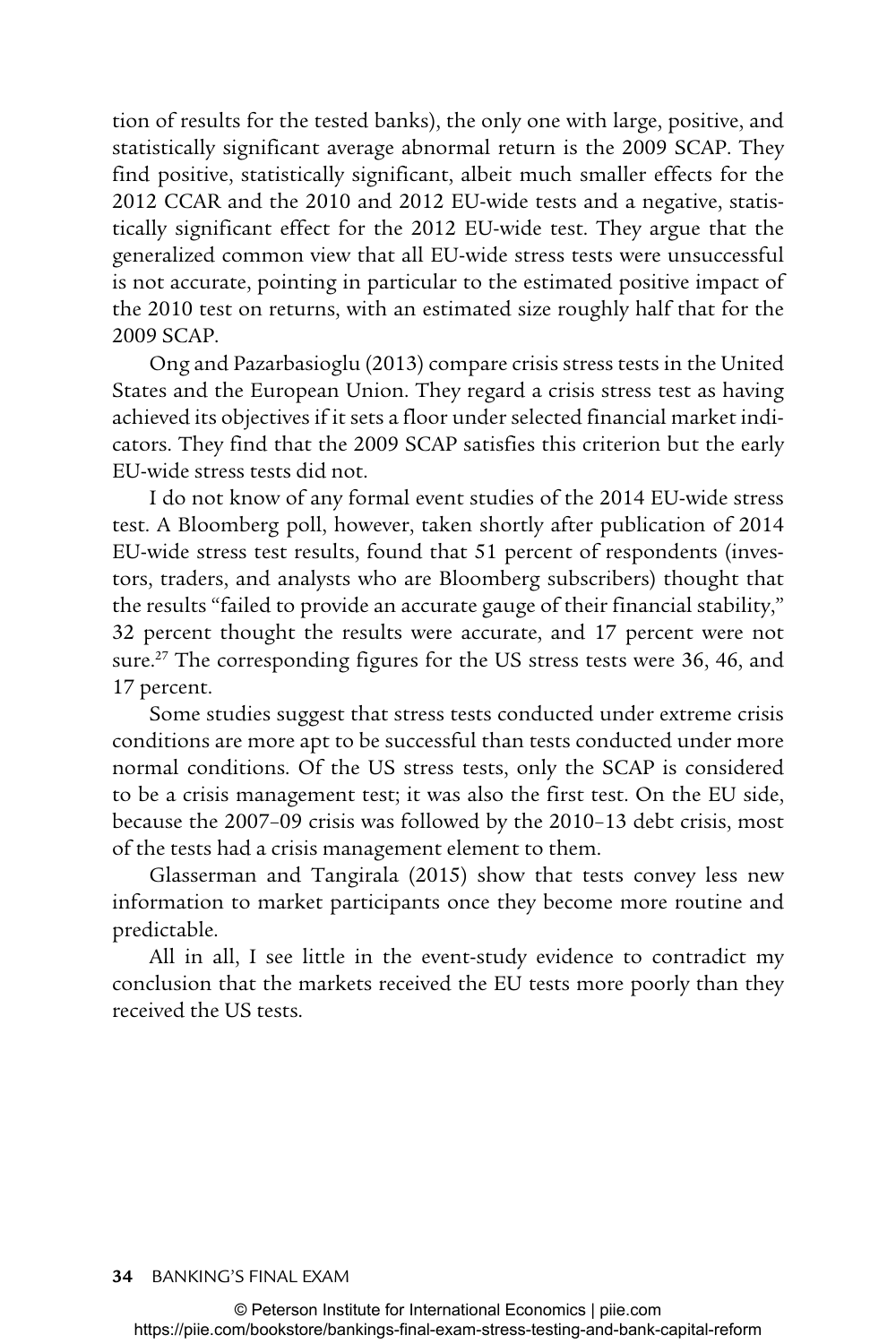tion of results for the tested banks), the only one with large, positive, and statistically significant average abnormal return is the 2009 SCAP. They find positive, statistically significant, albeit much smaller effects for the 2012 CCAR and the 2010 and 2012 EU-wide tests and a negative, statistically significant effect for the 2012 EU-wide test. They argue that the generalized common view that all EU-wide stress tests were unsuccessful is not accurate, pointing in particular to the estimated positive impact of the 2010 test on returns, with an estimated size roughly half that for the 2009 SCAP.

Ong and Pazarbasioglu (2013) compare crisis stress tests in the United States and the European Union. They regard a crisis stress test as having achieved its objectives if it sets a floor under selected financial market indicators. They find that the 2009 SCAP satisfies this criterion but the early EU-wide stress tests did not.

I do not know of any formal event studies of the 2014 EU-wide stress test. A Bloomberg poll, however, taken shortly after publication of 2014 EU-wide stress test results, found that 51 percent of respondents (investors, traders, and analysts who are Bloomberg subscribers) thought that the results "failed to provide an accurate gauge of their financial stability," 32 percent thought the results were accurate, and 17 percent were not sure.[27] The corresponding figures for the US stress tests were 36, 46, and 17 percent.

Some studies suggest that stress tests conducted under extreme crisis conditions are more apt to be successful than tests conducted under more normal conditions. Of the US stress tests, only the SCAP is considered to be a crisis management test; it was also the first test. On the EU side, because the 2007–09 crisis was followed by the 2010–13 debt crisis, most of the tests had a crisis management element to them.

Glasserman and Tangirala (2015) show that tests convey less new information to market participants once they become more routine and predictable.

All in all, I see little in the event-study evidence to contradict my conclusion that the markets received the EU tests more poorly than they received the US tests.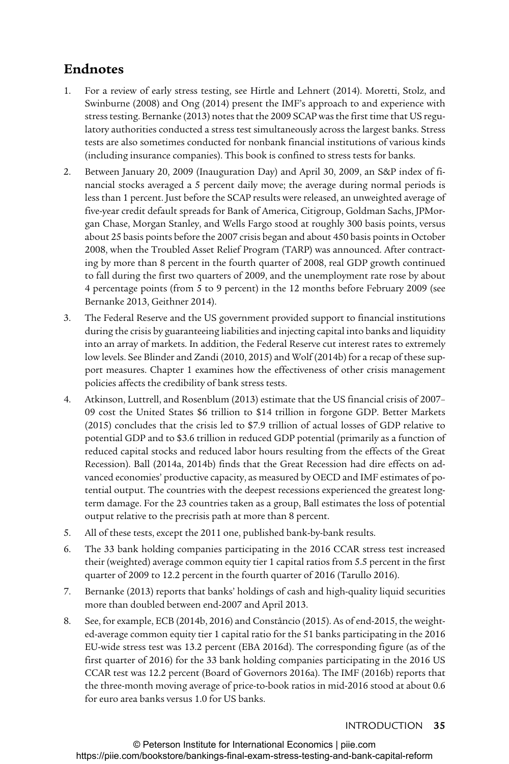## Endnotes

1. For a review of early stress testing, see Hirtle and Lehnert (2014). Moretti, Stolz, and Swinburne (2008) and Ong (2014) present the IMF's approach to and experience with stress testing. Bernanke (2013) notes that the 2009 SCAP was the first time that US regulatory authorities conducted a stress test simultaneously across the largest banks. Stress tests are also sometimes conducted for nonbank financial institutions of various kinds (including insurance companies). This book is confined to stress tests for banks.

2. Between January 20, 2009 (Inauguration Day) and April 30, 2009, an S&P index of financial stocks averaged a 5 percent daily move; the average during normal periods is less than 1 percent. Just before the SCAP results were released, an unweighted average of five-year credit default spreads for Bank of America, Citigroup, Goldman Sachs, JPMorgan Chase, Morgan Stanley, and Wells Fargo stood at roughly 300 basis points, versus about 25 basis points before the 2007 crisis began and about 450 basis points in October 2008, when the Troubled Asset Relief Program (TARP) was announced. After contracting by more than 8 percent in the fourth quarter of 2008, real GDP growth continued to fall during the first two quarters of 2009, and the unemployment rate rose by about 4 percentage points (from 5 to 9 percent) in the 12 months before February 2009 (see Bernanke 2013, Geithner 2014).

3. The Federal Reserve and the US government provided support to financial institutions during the crisis by guaranteeing liabilities and injecting capital into banks and liquidity into an array of markets. In addition, the Federal Reserve cut interest rates to extremely low levels. See Blinder and Zandi (2010, 2015) and Wolf (2014b) for a recap of these support measures. Chapter 1 examines how the effectiveness of other crisis management policies affects the credibility of bank stress tests.

4. Atkinson, Luttrell, and Rosenblum (2013) estimate that the US financial crisis of 2007–09 cost the United States \$6 trillion to \$14 trillion in forgone GDP. Better Markets (2015) concludes that the crisis led to \$7.9 trillion of actual losses of GDP relative to potential GDP and to \$3.6 trillion in reduced GDP potential (primarily as a function of reduced capital stocks and reduced labor hours resulting from the effects of the Great Recession). Ball (2014a, 2014b) finds that the Great Recession had dire effects on advanced economies' productive capacity, as measured by OECD and IMF estimates of potential output. The countries with the deepest recessions experienced the greatest long-term damage. For the 23 countries taken as a group, Ball estimates the loss of potential output relative to the precrisis path at more than 8 percent.

5. All of these tests, except the 2011 one, published bank-by-bank results.

6. The 33 bank holding companies participating in the 2016 CCAR stress test increased their (weighted) average common equity tier 1 capital ratios from 5.5 percent in the first quarter of 2009 to 12.2 percent in the fourth quarter of 2016 (Tarullo 2016).

7. Bernanke (2013) reports that banks' holdings of cash and high-quality liquid securities more than doubled between end-2007 and April 2013.

8. See, for example, ECB (2014b, 2016) and Constâncio (2015). As of end-2015, the weighted-average common equity tier 1 capital ratio for the 51 banks participating in the 2016 EU-wide stress test was 13.2 percent (EBA 2016d). The corresponding figure (as of the first quarter of 2016) for the 33 bank holding companies participating in the 2016 US CCAR test was 12.2 percent (Board of Governors 2016a). The IMF (2016b) reports that the three-month moving average of price-to-book ratios in mid-2016 stood at about 0.6 for euro area banks versus 1.0 for US banks.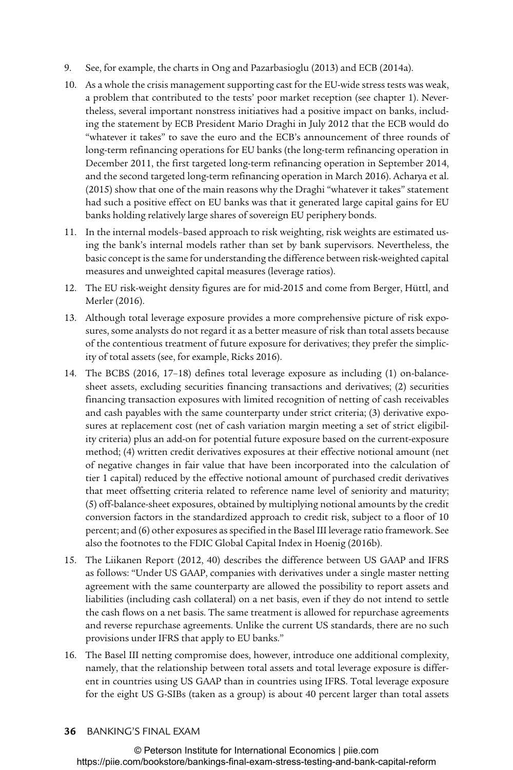9. See, for example, the charts in Ong and Pazarbasioglu (2013) and ECB (2014a).
10. As a whole the crisis management supporting cast for the EU-wide stress tests was weak, a problem that contributed to the tests' poor market reception (see chapter 1). Nevertheless, several important nonstress initiatives had a positive impact on banks, including the statement by ECB President Mario Draghi in July 2012 that the ECB would do "whatever it takes" to save the euro and the ECB's announcement of three rounds of long-term refinancing operations for EU banks (the long-term refinancing operation in December 2011, the first targeted long-term refinancing operation in September 2014, and the second targeted long-term refinancing operation in March 2016). Acharya et al. (2015) show that one of the main reasons why the Draghi "whatever it takes" statement had such a positive effect on EU banks was that it generated large capital gains for EU banks holding relatively large shares of sovereign EU periphery bonds.
11. In the internal models–based approach to risk weighting, risk weights are estimated using the bank's internal models rather than set by bank supervisors. Nevertheless, the basic concept is the same for understanding the difference between risk-weighted capital measures and unweighted capital measures (leverage ratios).
12. The EU risk-weight density figures are for mid-2015 and come from Berger, Hüttl, and Merler (2016).
13. Although total leverage exposure provides a more comprehensive picture of risk exposures, some analysts do not regard it as a better measure of risk than total assets because of the contentious treatment of future exposure for derivatives; they prefer the simplicity of total assets (see, for example, Ricks 2016).
14. The BCBS (2016, 17–18) defines total leverage exposure as including (1) on-balance-sheet assets, excluding securities financing transactions and derivatives; (2) securities financing transaction exposures with limited recognition of netting of cash receivables and cash payables with the same counterparty under strict criteria; (3) derivative exposures at replacement cost (net of cash variation margin meeting a set of strict eligibility criteria) plus an add-on for potential future exposure based on the current-exposure method; (4) written credit derivatives exposures at their effective notional amount (net of negative changes in fair value that have been incorporated into the calculation of tier 1 capital) reduced by the effective notional amount of purchased credit derivatives that meet offsetting criteria related to reference name level of seniority and maturity; (5) off-balance-sheet exposures, obtained by multiplying notional amounts by the credit conversion factors in the standardized approach to credit risk, subject to a floor of 10 percent; and (6) other exposures as specified in the Basel III leverage ratio framework. See also the footnotes to the FDIC Global Capital Index in Hoenig (2016b).
15. The Liikanen Report (2012, 40) describes the difference between US GAAP and IFRS as follows: "Under US GAAP, companies with derivatives under a single master netting agreement with the same counterparty are allowed the possibility to report assets and liabilities (including cash collateral) on a net basis, even if they do not intend to settle the cash flows on a net basis. The same treatment is allowed for repurchase agreements and reverse repurchase agreements. Unlike the current US standards, there are no such provisions under IFRS that apply to EU banks."
16. The Basel III netting compromise does, however, introduce one additional complexity, namely, that the relationship between total assets and total leverage exposure is different in countries using US GAAP than in countries using IFRS. Total leverage exposure for the eight US G-SIBs (taken as a group) is about 40 percent larger than total assets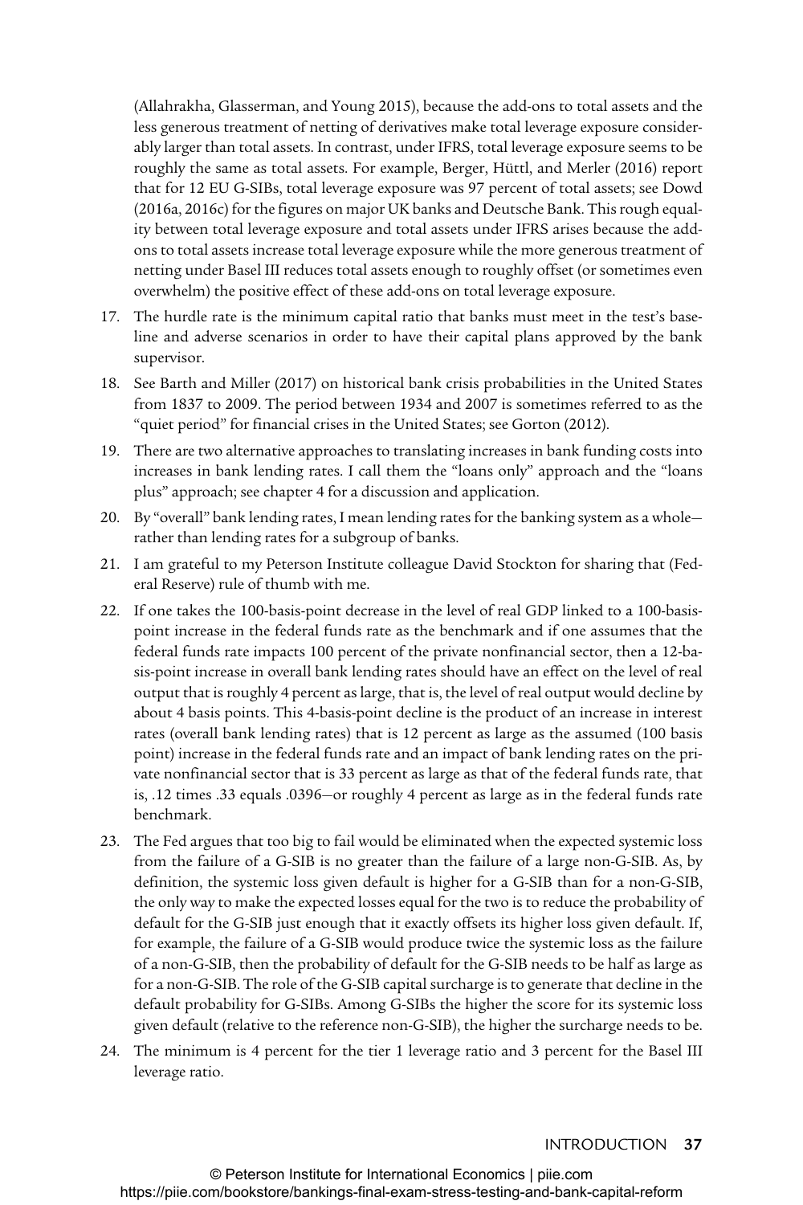(Allahrakha, Glasserman, and Young 2015), because the add-ons to total assets and the less generous treatment of netting of derivatives make total leverage exposure considerably larger than total assets. In contrast, under IFRS, total leverage exposure seems to be roughly the same as total assets. For example, Berger, Hüttl, and Merler (2016) report that for 12 EU G-SIBs, total leverage exposure was 97 percent of total assets; see Dowd (2016a, 2016c) for the figures on major UK banks and Deutsche Bank. This rough equality between total leverage exposure and total assets under IFRS arises because the add-ons to total assets increase total leverage exposure while the more generous treatment of netting under Basel III reduces total assets enough to roughly offset (or sometimes even overwhelm) the positive effect of these add-ons on total leverage exposure.

17. The hurdle rate is the minimum capital ratio that banks must meet in the test's baseline and adverse scenarios in order to have their capital plans approved by the bank supervisor.
18. See Barth and Miller (2017) on historical bank crisis probabilities in the United States from 1837 to 2009. The period between 1934 and 2007 is sometimes referred to as the "quiet period" for financial crises in the United States; see Gorton (2012).
19. There are two alternative approaches to translating increases in bank funding costs into increases in bank lending rates. I call them the "loans only" approach and the "loans plus" approach; see chapter 4 for a discussion and application.
20. By "overall" bank lending rates, I mean lending rates for the banking system as a whole—rather than lending rates for a subgroup of banks.
21. I am grateful to my Peterson Institute colleague David Stockton for sharing that (Federal Reserve) rule of thumb with me.
22. If one takes the 100-basis-point decrease in the level of real GDP linked to a 100-basis-point increase in the federal funds rate as the benchmark and if one assumes that the federal funds rate impacts 100 percent of the private nonfinancial sector, then a 12-basis-point increase in overall bank lending rates should have an effect on the level of real output that is roughly 4 percent as large, that is, the level of real output would decline by about 4 basis points. This 4-basis-point decline is the product of an increase in interest rates (overall bank lending rates) that is 12 percent as large as the assumed (100 basis point) increase in the federal funds rate and an impact of bank lending rates on the private nonfinancial sector that is 33 percent as large as that of the federal funds rate, that is, .12 times .33 equals .0396—or roughly 4 percent as large as in the federal funds rate benchmark.
23. The Fed argues that too big to fail would be eliminated when the expected systemic loss from the failure of a G-SIB is no greater than the failure of a large non-G-SIB. As, by definition, the systemic loss given default is higher for a G-SIB than for a non-G-SIB, the only way to make the expected losses equal for the two is to reduce the probability of default for the G-SIB just enough that it exactly offsets its higher loss given default. If, for example, the failure of a G-SIB would produce twice the systemic loss as the failure of a non-G-SIB, then the probability of default for the G-SIB needs to be half as large as for a non-G-SIB. The role of the G-SIB capital surcharge is to generate that decline in the default probability for G-SIBs. Among G-SIBs the higher the score for its systemic loss given default (relative to the reference non-G-SIB), the higher the surcharge needs to be.
24. The minimum is 4 percent for the tier 1 leverage ratio and 3 percent for the Basel III leverage ratio.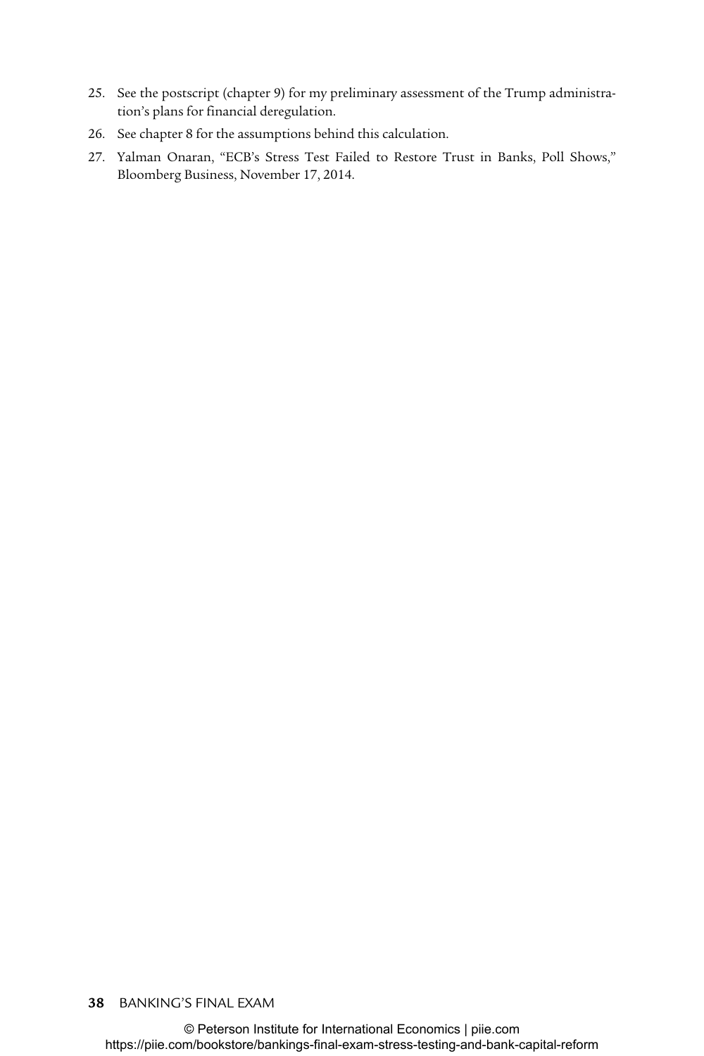25. See the postscript (chapter 9) for my preliminary assessment of the Trump administration's plans for financial deregulation.
26. See chapter 8 for the assumptions behind this calculation.
27. Yalman Onaran, "ECB's Stress Test Failed to Restore Trust in Banks, Poll Shows," Bloomberg Business, November 17, 2014.